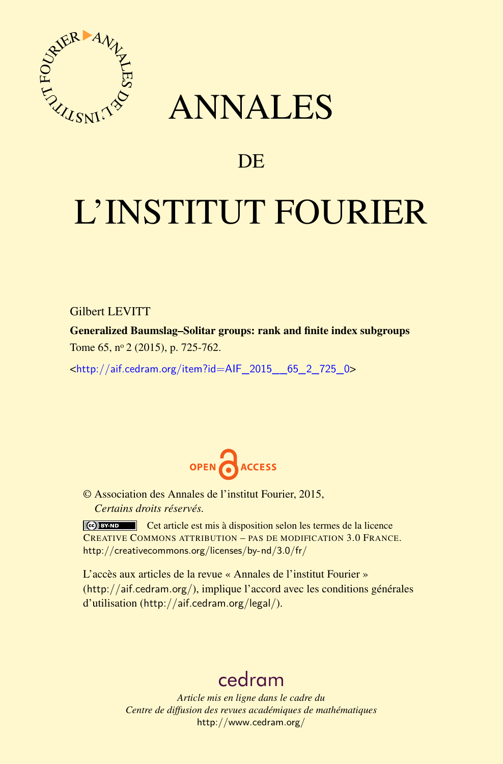# ANNALES

## DE

# L'INSTITUT FOURIER

Gilbert LEVITT

**Generalized Baumslag–Solitar groups: rank and finite index subgroups**

Tome 65, nº 2 (2015), p. 725-762.

<http://aif.cedram.org/item?id=AIF_2015__65_2_725_0>

OPEN ACCESS

© Association des Annales de l'institut Fourier, 2015,
*Certains droits réservés.*

Cet article est mis à disposition selon les termes de la licence
CREATIVE COMMONS ATTRIBUTION – PAS DE MODIFICATION 3.0 FRANCE.
http://creativecommons.org/licenses/by-nd/3.0/fr/

L'accès aux articles de la revue « Annales de l'institut Fourier »
(http://aif.cedram.org/), implique l'accord avec les conditions générales
d'utilisation (http://aif.cedram.org/legal/).

cedram

*Article mis en ligne dans le cadre du*
*Centre de diffusion des revues académiques de mathématiques*
http://www.cedram.org/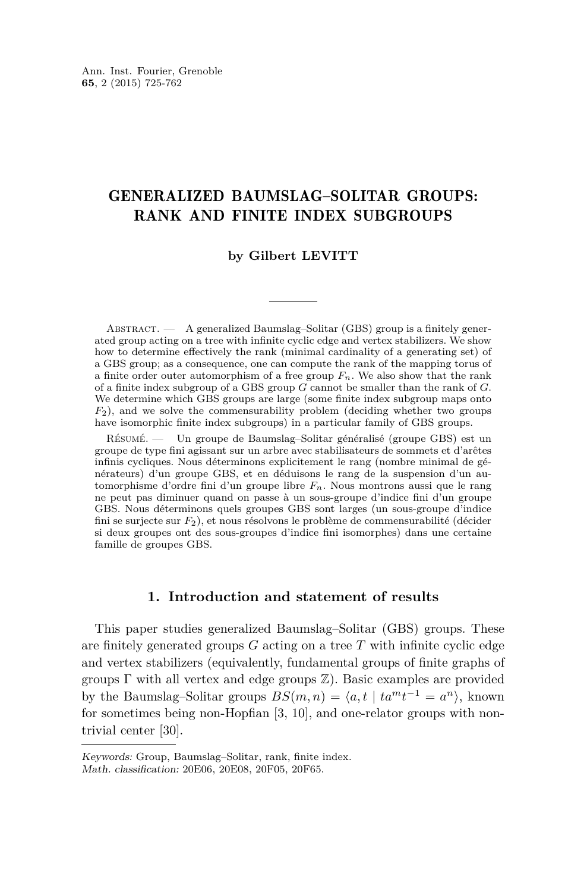# GENERALIZED BAUMSLAG–SOLITAR GROUPS: RANK AND FINITE INDEX SUBGROUPS

**by Gilbert LEVITT**

Abstract. — A generalized Baumslag–Solitar (GBS) group is a finitely generated group acting on a tree with infinite cyclic edge and vertex stabilizers. We show how to determine effectively the rank (minimal cardinality of a generating set) of a GBS group; as a consequence, one can compute the rank of the mapping torus of a finite order outer automorphism of a free group $F_n$. We also show that the rank of a finite index subgroup of a GBS group $G$ cannot be smaller than the rank of $G$. We determine which GBS groups are large (some finite index subgroup maps onto $F_2$), and we solve the commensurability problem (deciding whether two groups have isomorphic finite index subgroups) in a particular family of GBS groups.

Résumé. — Un groupe de Baumslag–Solitar généralisé (groupe GBS) est un groupe de type fini agissant sur un arbre avec stabilisateurs de sommets et d'arêtes infinis cycliques. Nous déterminons explicitement le rang (nombre minimal de générateurs) d'un groupe GBS, et en déduisons le rang de la suspension d'un automorphisme d'ordre fini d'un groupe libre $F_n$. Nous montrons aussi que le rang ne peut pas diminuer quand on passe à un sous-groupe d'indice fini d'un groupe GBS. Nous déterminons quels groupes GBS sont larges (un sous-groupe d'indice fini se surjecte sur $F_2$), et nous résolvons le problème de commensurabilité (décider si deux groupes ont des sous-groupes d'indice fini isomorphes) dans une certaine famille de groupes GBS.

## 1. Introduction and statement of results

This paper studies generalized Baumslag–Solitar (GBS) groups. These are finitely generated groups $G$ acting on a tree $T$ with infinite cyclic edge and vertex stabilizers (equivalently, fundamental groups of finite graphs of groups $\Gamma$ with all vertex and edge groups $\mathbb{Z}$). Basic examples are provided by the Baumslag–Solitar groups $BS(m,n) = \langle a, t \mid ta^m t^{-1} = a^n \rangle$, known for sometimes being non-Hopfian [3, 10], and one-relator groups with non-trivial center [30].

*Keywords:* Group, Baumslag–Solitar, rank, finite index.
*Math. classification:* 20E06, 20E08, 20F05, 20F65.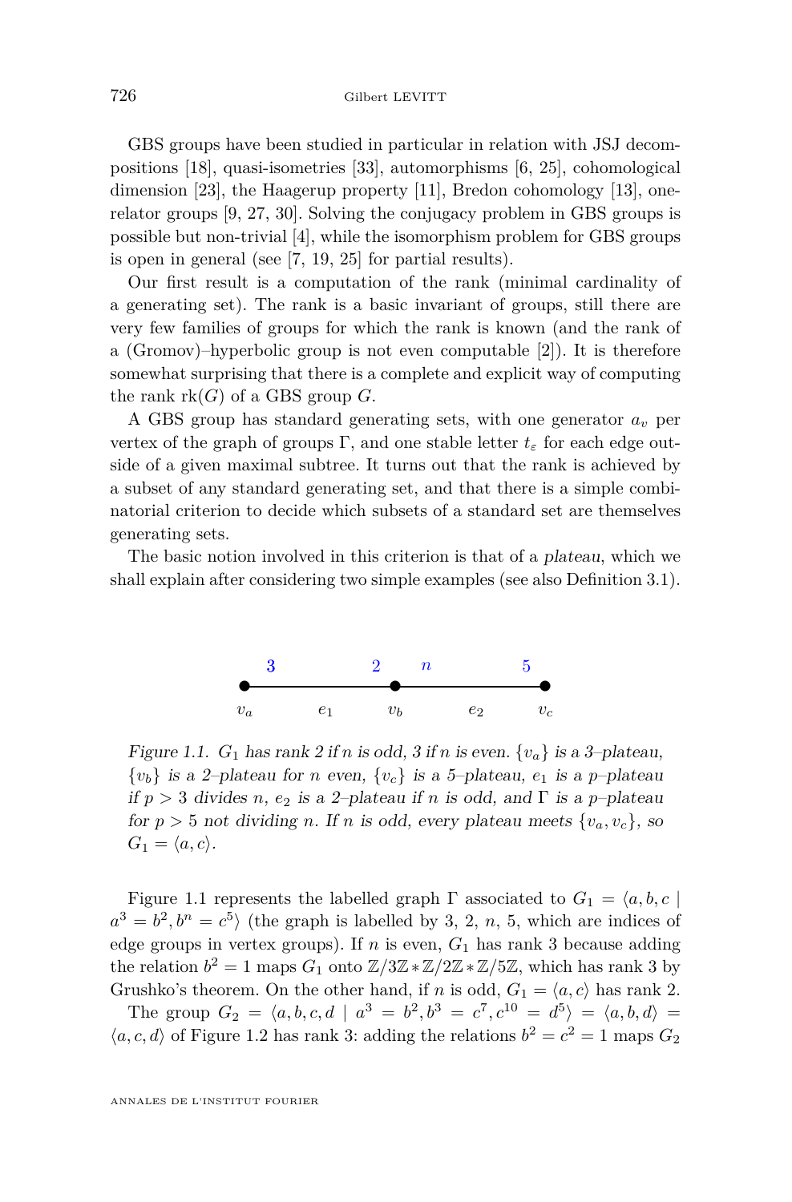GBS groups have been studied in particular in relation with JSJ decompositions [18], quasi-isometries [33], automorphisms [6, 25], cohomological dimension [23], the Haagerup property [11], Bredon cohomology [13], one-relator groups [9, 27, 30]. Solving the conjugacy problem in GBS groups is possible but non-trivial [4], while the isomorphism problem for GBS groups is open in general (see [7, 19, 25] for partial results).

Our first result is a computation of the rank (minimal cardinality of a generating set). The rank is a basic invariant of groups, still there are very few families of groups for which the rank is known (and the rank of a (Gromov)–hyperbolic group is not even computable [2]). It is therefore somewhat surprising that there is a complete and explicit way of computing the rank $\mathrm{rk}(G)$ of a GBS group $G$.

A GBS group has standard generating sets, with one generator $a_v$ per vertex of the graph of groups $\Gamma$, and one stable letter $t_\varepsilon$ for each edge outside of a given maximal subtree. It turns out that the rank is achieved by a subset of any standard generating set, and that there is a simple combinatorial criterion to decide which subsets of a standard set are themselves generating sets.

The basic notion involved in this criterion is that of a *plateau*, which we shall explain after considering two simple examples (see also Definition 3.1).

*Figure 1.1. $G_1$ has rank 2 if $n$ is odd, 3 if $n$ is even. $\{v_a\}$ is a 3–plateau, $\{v_b\}$ is a 2–plateau for $n$ even, $\{v_c\}$ is a 5–plateau, $e_1$ is a $p$–plateau if $p > 3$ divides $n$, $e_2$ is a 2–plateau if $n$ is odd, and $\Gamma$ is a $p$–plateau for $p > 5$ not dividing $n$. If $n$ is odd, every plateau meets $\{v_a, v_c\}$, so $G_1 = \langle a, c\rangle$.*

Figure 1.1 represents the labelled graph $\Gamma$ associated to $G_1 = \langle a, b, c \mid a^3 = b^2, b^n = c^5\rangle$ (the graph is labelled by 3, 2, $n$, 5, which are indices of edge groups in vertex groups). If $n$ is even, $G_1$ has rank 3 because adding the relation $b^2 = 1$ maps $G_1$ onto $\mathbb{Z}/3\mathbb{Z} * \mathbb{Z}/2\mathbb{Z} * \mathbb{Z}/5\mathbb{Z}$, which has rank 3 by Grushko's theorem. On the other hand, if $n$ is odd, $G_1 = \langle a, c\rangle$ has rank 2.

The group $G_2 = \langle a, b, c, d \mid a^3 = b^2, b^3 = c^7, c^{10} = d^5\rangle = \langle a, b, d\rangle = \langle a, c, d\rangle$ of Figure 1.2 has rank 3: adding the relations $b^2 = c^2 = 1$ maps $G_2$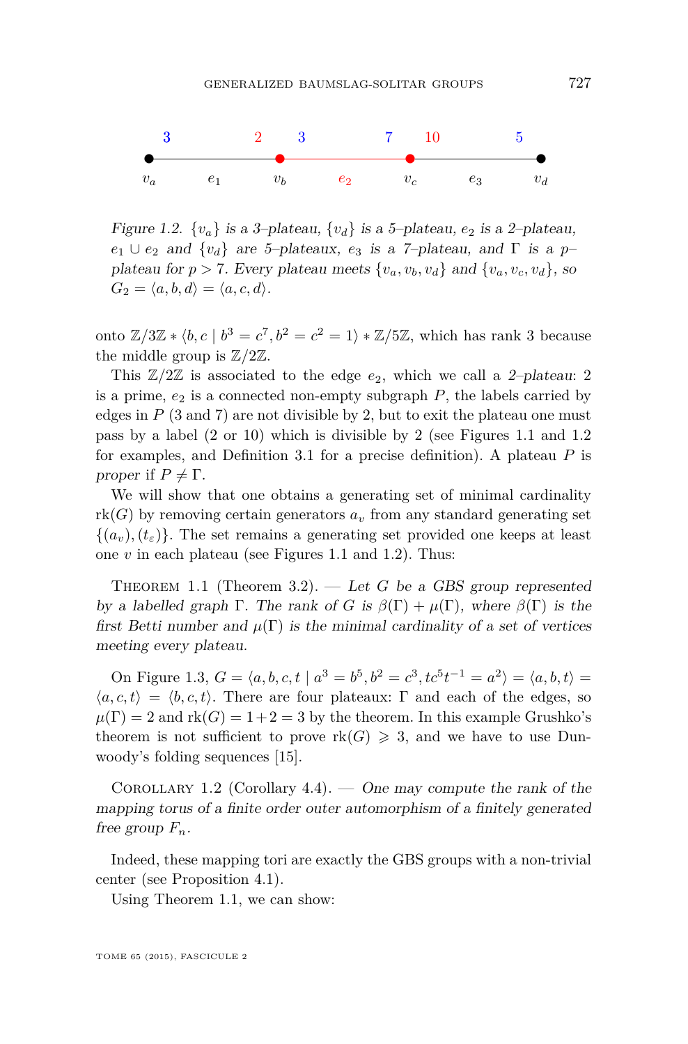*Figure 1.2.* $\{v_a\}$ *is a 3–plateau,* $\{v_d\}$ *is a 5–plateau,* $e_2$ *is a 2–plateau,* $e_1 \cup e_2$ *and* $\{v_d\}$ *are 5–plateaux,* $e_3$ *is a 7–plateau, and* $\Gamma$ *is a* $p$*–plateau for* $p > 7$*. Every plateau meets* $\{v_a, v_b, v_d\}$ *and* $\{v_a, v_c, v_d\}$*, so* $G_2 = \langle a, b, d\rangle = \langle a, c, d\rangle$*.*

onto $\mathbb{Z}/3\mathbb{Z} * \langle b, c \mid b^3 = c^7, b^2 = c^2 = 1\rangle * \mathbb{Z}/5\mathbb{Z}$, which has rank 3 because the middle group is $\mathbb{Z}/2\mathbb{Z}$.

This $\mathbb{Z}/2\mathbb{Z}$ is associated to the edge $e_2$, which we call a *2–plateau*: 2 is a prime, $e_2$ is a connected non-empty subgraph $P$, the labels carried by edges in $P$ (3 and 7) are not divisible by 2, but to exit the plateau one must pass by a label (2 or 10) which is divisible by 2 (see Figures 1.1 and 1.2 for examples, and Definition 3.1 for a precise definition). A plateau $P$ is *proper* if $P \neq \Gamma$.

We will show that one obtains a generating set of minimal cardinality $\mathrm{rk}(G)$ by removing certain generators $a_v$ from any standard generating set $\{(a_v), (t_\varepsilon)\}$. The set remains a generating set provided one keeps at least one $v$ in each plateau (see Figures 1.1 and 1.2). Thus:

Theorem 1.1 (Theorem 3.2). — *Let $G$ be a GBS group represented by a labelled graph $\Gamma$. The rank of $G$ is $\beta(\Gamma) + \mu(\Gamma)$, where $\beta(\Gamma)$ is the first Betti number and $\mu(\Gamma)$ is the minimal cardinality of a set of vertices meeting every plateau.*

On Figure 1.3, $G = \langle a, b, c, t \mid a^3 = b^5, b^2 = c^3, tc^5t^{-1} = a^2\rangle = \langle a, b, t\rangle = \langle a, c, t\rangle = \langle b, c, t\rangle$. There are four plateaux: $\Gamma$ and each of the edges, so $\mu(\Gamma) = 2$ and $\mathrm{rk}(G) = 1+2 = 3$ by the theorem. In this example Grushko's theorem is not sufficient to prove $\mathrm{rk}(G) \geqslant 3$, and we have to use Dunwoody's folding sequences [15].

Corollary 1.2 (Corollary 4.4). — *One may compute the rank of the mapping torus of a finite order outer automorphism of a finitely generated free group $F_n$.*

Indeed, these mapping tori are exactly the GBS groups with a non-trivial center (see Proposition 4.1).

Using Theorem 1.1, we can show: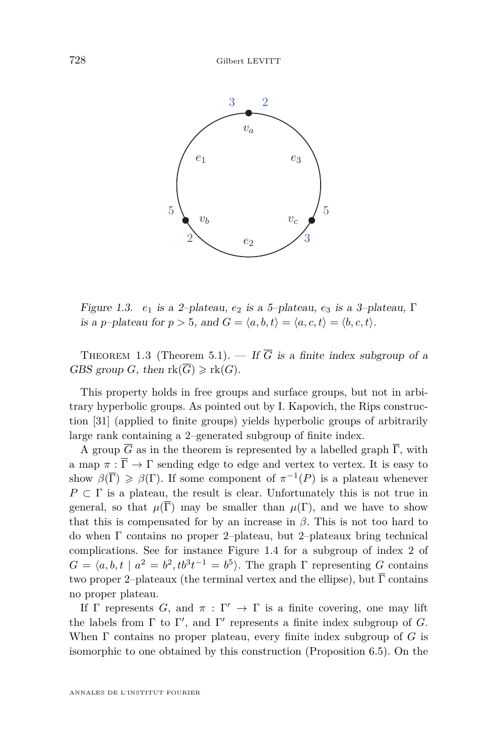*Figure 1.3. $e_1$ is a 2–plateau, $e_2$ is a 5–plateau, $e_3$ is a 3–plateau, $\Gamma$ is a $p$–plateau for $p > 5$, and $G = \langle a, b, t\rangle = \langle a, c, t\rangle = \langle b, c, t\rangle$.*

Theorem 1.3 (Theorem 5.1). — *If $\overline{G}$ is a finite index subgroup of a GBS group $G$, then $\operatorname{rk}(\overline{G}) \geqslant \operatorname{rk}(G)$.*

This property holds in free groups and surface groups, but not in arbitrary hyperbolic groups. As pointed out by I. Kapovich, the Rips construction [31] (applied to finite groups) yields hyperbolic groups of arbitrarily large rank containing a 2–generated subgroup of finite index.

A group $\overline{G}$ as in the theorem is represented by a labelled graph $\overline{\Gamma}$, with a map $\pi : \overline{\Gamma} \to \Gamma$ sending edge to edge and vertex to vertex. It is easy to show $\beta(\overline{\Gamma}) \geqslant \beta(\Gamma)$. If some component of $\pi^{-1}(P)$ is a plateau whenever $P \subset \Gamma$ is a plateau, the result is clear. Unfortunately this is not true in general, so that $\mu(\overline{\Gamma})$ may be smaller than $\mu(\Gamma)$, and we have to show that this is compensated for by an increase in $\beta$. This is not too hard to do when $\Gamma$ contains no proper 2–plateau, but 2–plateaux bring technical complications. See for instance Figure 1.4 for a subgroup of index 2 of $G = \langle a, b, t \mid a^2 = b^2, tb^3t^{-1} = b^5\rangle$. The graph $\Gamma$ representing $G$ contains two proper 2–plateaux (the terminal vertex and the ellipse), but $\overline{\Gamma}$ contains no proper plateau.

If $\Gamma$ represents $G$, and $\pi : \Gamma' \to \Gamma$ is a finite covering, one may lift the labels from $\Gamma$ to $\Gamma'$, and $\Gamma'$ represents a finite index subgroup of $G$. When $\Gamma$ contains no proper plateau, every finite index subgroup of $G$ is isomorphic to one obtained by this construction (Proposition 6.5). On the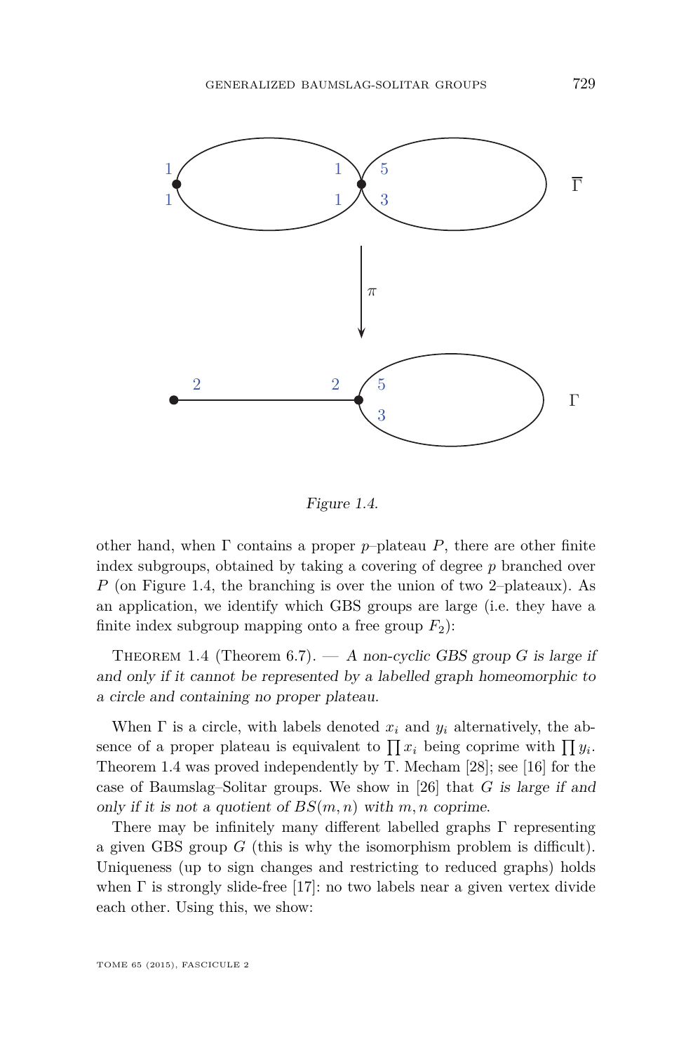Figure 1.4.

other hand, when $\Gamma$ contains a proper $p$–plateau $P$, there are other finite index subgroups, obtained by taking a covering of degree $p$ branched over $P$ (on Figure 1.4, the branching is over the union of two 2–plateaux). As an application, we identify which GBS groups are large (i.e. they have a finite index subgroup mapping onto a free group $F_2$):

Theorem 1.4 (Theorem 6.7). — *A non-cyclic GBS group $G$ is large if and only if it cannot be represented by a labelled graph homeomorphic to a circle and containing no proper plateau.*

When $\Gamma$ is a circle, with labels denoted $x_i$ and $y_i$ alternatively, the absence of a proper plateau is equivalent to $\prod x_i$ being coprime with $\prod y_i$. Theorem 1.4 was proved independently by T. Mecham [28]; see [16] for the case of Baumslag–Solitar groups. We show in [26] that *$G$ is large if and only if it is not a quotient of $BS(m,n)$ with $m,n$ coprime.*

There may be infinitely many different labelled graphs $\Gamma$ representing a given GBS group $G$ (this is why the isomorphism problem is difficult). Uniqueness (up to sign changes and restricting to reduced graphs) holds when $\Gamma$ is strongly slide-free [17]: no two labels near a given vertex divide each other. Using this, we show: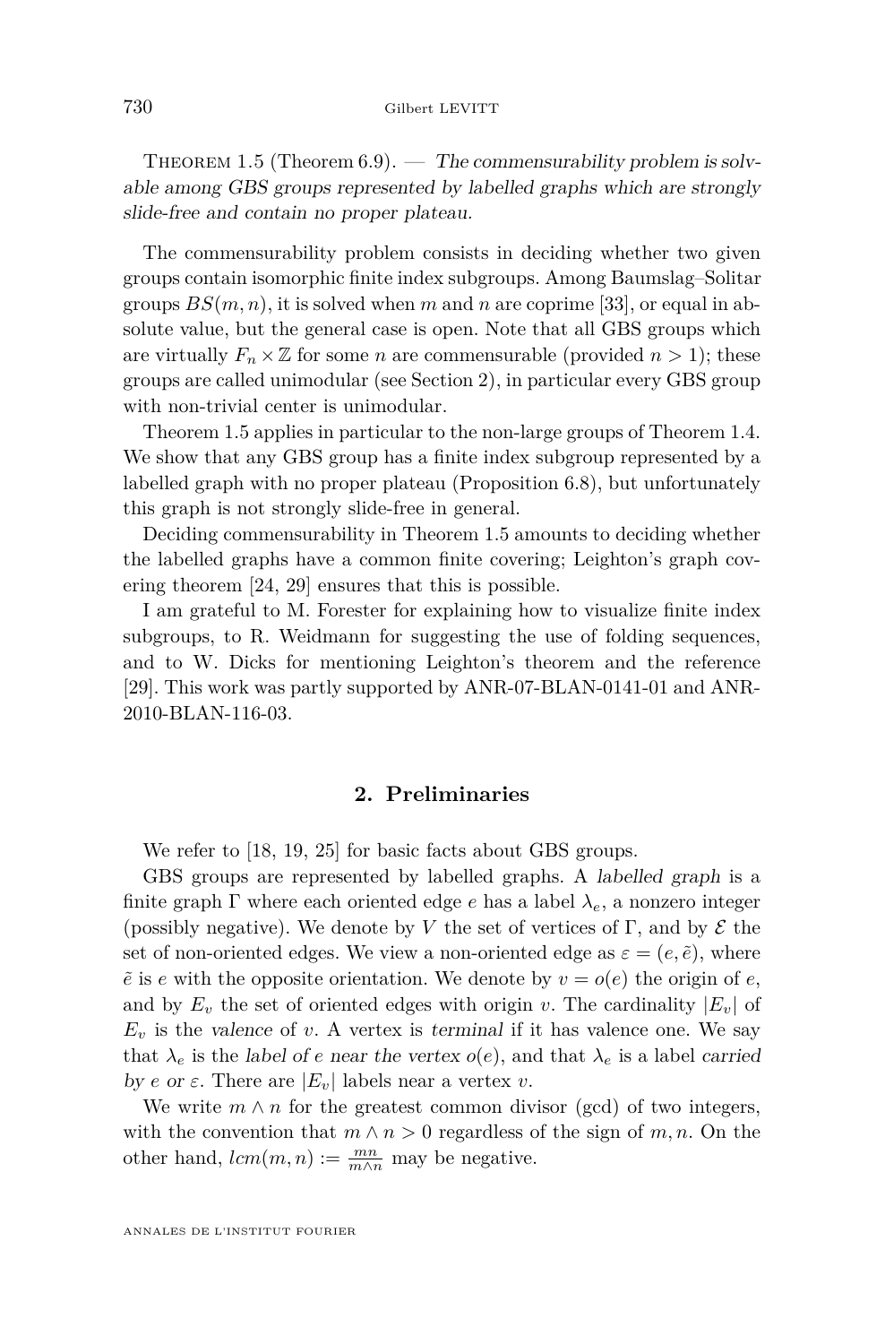Theorem 1.5 (Theorem 6.9). — *The commensurability problem is solvable among GBS groups represented by labelled graphs which are strongly slide-free and contain no proper plateau.*

The commensurability problem consists in deciding whether two given groups contain isomorphic finite index subgroups. Among Baumslag–Solitar groups $BS(m, n)$, it is solved when $m$ and $n$ are coprime [33], or equal in absolute value, but the general case is open. Note that all GBS groups which are virtually $F_n \times \mathbb{Z}$ for some $n$ are commensurable (provided $n > 1$); these groups are called unimodular (see Section 2), in particular every GBS group with non-trivial center is unimodular.

Theorem 1.5 applies in particular to the non-large groups of Theorem 1.4. We show that any GBS group has a finite index subgroup represented by a labelled graph with no proper plateau (Proposition 6.8), but unfortunately this graph is not strongly slide-free in general.

Deciding commensurability in Theorem 1.5 amounts to deciding whether the labelled graphs have a common finite covering; Leighton's graph covering theorem [24, 29] ensures that this is possible.

I am grateful to M. Forester for explaining how to visualize finite index subgroups, to R. Weidmann for suggesting the use of folding sequences, and to W. Dicks for mentioning Leighton's theorem and the reference [29]. This work was partly supported by ANR-07-BLAN-0141-01 and ANR-2010-BLAN-116-03.

## 2. Preliminaries

We refer to [18, 19, 25] for basic facts about GBS groups.

GBS groups are represented by labelled graphs. A *labelled graph* is a finite graph $\Gamma$ where each oriented edge $e$ has a label $\lambda_e$, a nonzero integer (possibly negative). We denote by $V$ the set of vertices of $\Gamma$, and by $\mathcal{E}$ the set of non-oriented edges. We view a non-oriented edge as $\varepsilon = (e, \tilde{e})$, where $\tilde{e}$ is $e$ with the opposite orientation. We denote by $v = o(e)$ the origin of $e$, and by $E_v$ the set of oriented edges with origin $v$. The cardinality $|E_v|$ of $E_v$ is the *valence* of $v$. A vertex is *terminal* if it has valence one. We say that $\lambda_e$ is the *label of $e$ near the vertex $o(e)$*, and that $\lambda_e$ is a label *carried by $e$ or $\varepsilon$*. There are $|E_v|$ labels near a vertex $v$.

We write $m \wedge n$ for the greatest common divisor (gcd) of two integers, with the convention that $m \wedge n > 0$ regardless of the sign of $m, n$. On the other hand, $lcm(m, n) := \frac{mn}{m \wedge n}$ may be negative.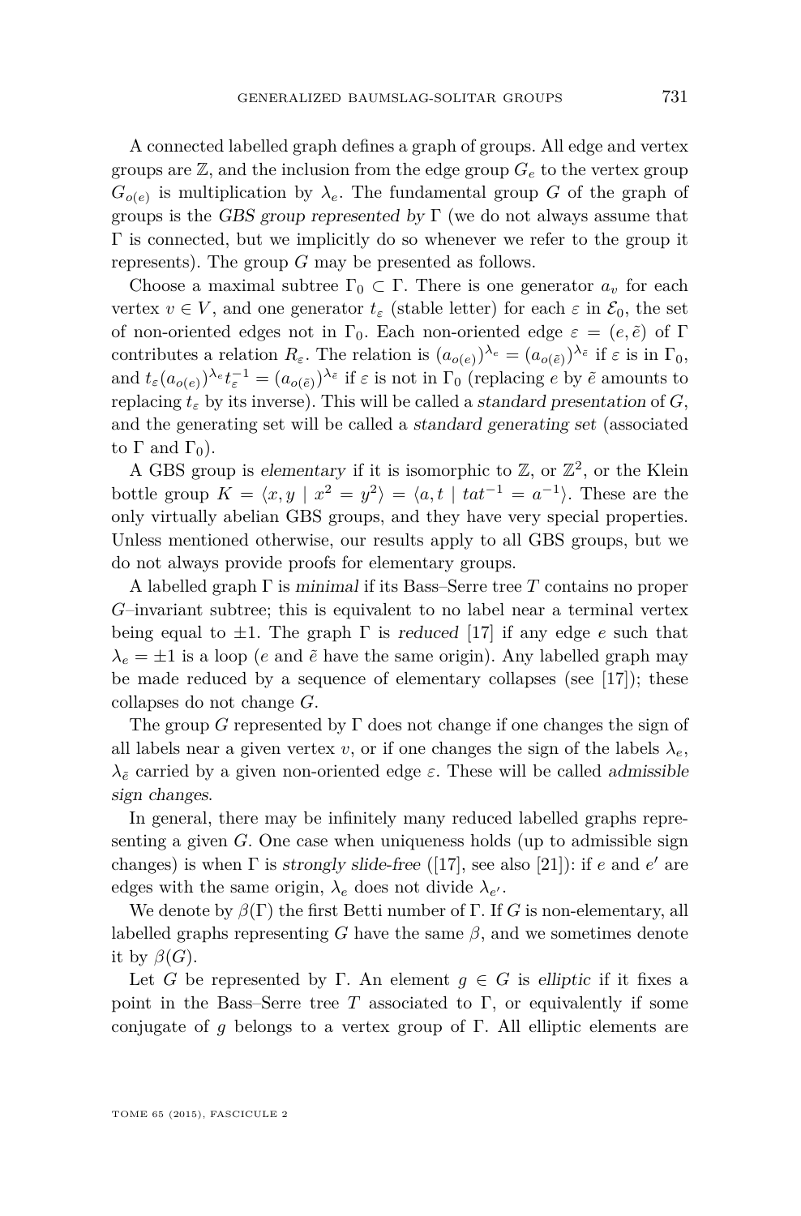A connected labelled graph defines a graph of groups. All edge and vertex groups are $\mathbb{Z}$, and the inclusion from the edge group $G_e$ to the vertex group $G_{o(e)}$ is multiplication by $\lambda_e$. The fundamental group $G$ of the graph of groups is the *GBS group represented by* $\Gamma$ (we do not always assume that $\Gamma$ is connected, but we implicitly do so whenever we refer to the group it represents). The group $G$ may be presented as follows.

Choose a maximal subtree $\Gamma_0 \subset \Gamma$. There is one generator $a_v$ for each vertex $v \in V$, and one generator $t_\varepsilon$ (stable letter) for each $\varepsilon$ in $\mathcal{E}_0$, the set of non-oriented edges not in $\Gamma_0$. Each non-oriented edge $\varepsilon = (e, \tilde{e})$ of $\Gamma$ contributes a relation $R_\varepsilon$. The relation is $(a_{o(e)})^{\lambda_e} = (a_{o(\tilde{e})})^{\lambda_{\tilde{e}}}$ if $\varepsilon$ is in $\Gamma_0$, and $t_\varepsilon (a_{o(e)})^{\lambda_e} t_\varepsilon^{-1} = (a_{o(\tilde{e})})^{\lambda_{\tilde{e}}}$ if $\varepsilon$ is not in $\Gamma_0$ (replacing $e$ by $\tilde{e}$ amounts to replacing $t_\varepsilon$ by its inverse). This will be called a *standard presentation* of $G$, and the generating set will be called a *standard generating set* (associated to $\Gamma$ and $\Gamma_0$).

A GBS group is *elementary* if it is isomorphic to $\mathbb{Z}$, or $\mathbb{Z}^2$, or the Klein bottle group $K = \langle x, y \mid x^2 = y^2 \rangle = \langle a, t \mid tat^{-1} = a^{-1} \rangle$. These are the only virtually abelian GBS groups, and they have very special properties. Unless mentioned otherwise, our results apply to all GBS groups, but we do not always provide proofs for elementary groups.

A labelled graph $\Gamma$ is *minimal* if its Bass–Serre tree $T$ contains no proper $G$–invariant subtree; this is equivalent to no label near a terminal vertex being equal to $\pm 1$. The graph $\Gamma$ is *reduced* [17] if any edge $e$ such that $\lambda_e = \pm 1$ is a loop ($e$ and $\tilde{e}$ have the same origin). Any labelled graph may be made reduced by a sequence of elementary collapses (see [17]); these collapses do not change $G$.

The group $G$ represented by $\Gamma$ does not change if one changes the sign of all labels near a given vertex $v$, or if one changes the sign of the labels $\lambda_e$, $\lambda_{\tilde{e}}$ carried by a given non-oriented edge $\varepsilon$. These will be called *admissible sign changes*.

In general, there may be infinitely many reduced labelled graphs representing a given $G$. One case when uniqueness holds (up to admissible sign changes) is when $\Gamma$ is *strongly slide-free* ([17], see also [21]): if $e$ and $e'$ are edges with the same origin, $\lambda_e$ does not divide $\lambda_{e'}$.

We denote by $\beta(\Gamma)$ the first Betti number of $\Gamma$. If $G$ is non-elementary, all labelled graphs representing $G$ have the same $\beta$, and we sometimes denote it by $\beta(G)$.

Let $G$ be represented by $\Gamma$. An element $g \in G$ is *elliptic* if it fixes a point in the Bass–Serre tree $T$ associated to $\Gamma$, or equivalently if some conjugate of $g$ belongs to a vertex group of $\Gamma$. All elliptic elements are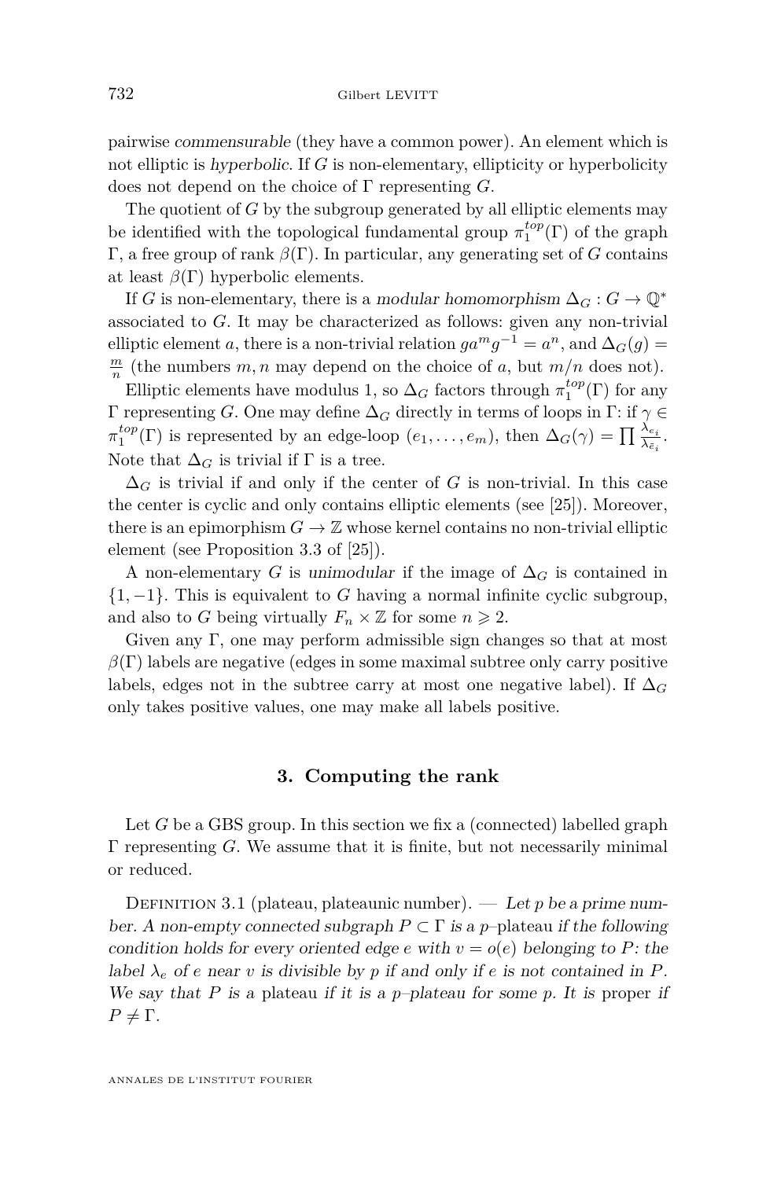pairwise *commensurable* (they have a common power). An element which is not elliptic is *hyperbolic*. If $G$ is non-elementary, ellipticity or hyperbolicity does not depend on the choice of $\Gamma$ representing $G$.

The quotient of $G$ by the subgroup generated by all elliptic elements may be identified with the topological fundamental group $\pi_1^{top}(\Gamma)$ of the graph $\Gamma$, a free group of rank $\beta(\Gamma)$. In particular, any generating set of $G$ contains at least $\beta(\Gamma)$ hyperbolic elements.

If $G$ is non-elementary, there is a *modular homomorphism* $\Delta_G : G \to \mathbb{Q}^*$ associated to $G$. It may be characterized as follows: given any non-trivial elliptic element $a$, there is a non-trivial relation $ga^m g^{-1} = a^n$, and $\Delta_G(g) = \frac{m}{n}$ (the numbers $m, n$ may depend on the choice of $a$, but $m/n$ does not).

Elliptic elements have modulus 1, so $\Delta_G$ factors through $\pi_1^{top}(\Gamma)$ for any $\Gamma$ representing $G$. One may define $\Delta_G$ directly in terms of loops in $\Gamma$: if $\gamma \in \pi_1^{top}(\Gamma)$ is represented by an edge-loop $(e_1, \dots, e_m)$, then $\Delta_G(\gamma) = \prod \frac{\lambda_{e_i}}{\lambda_{\bar{e}_i}}$. Note that $\Delta_G$ is trivial if $\Gamma$ is a tree.

$\Delta_G$ is trivial if and only if the center of $G$ is non-trivial. In this case the center is cyclic and only contains elliptic elements (see [25]). Moreover, there is an epimorphism $G \to \mathbb{Z}$ whose kernel contains no non-trivial elliptic element (see Proposition 3.3 of [25]).

A non-elementary $G$ is *unimodular* if the image of $\Delta_G$ is contained in $\{1, -1\}$. This is equivalent to $G$ having a normal infinite cyclic subgroup, and also to $G$ being virtually $F_n \times \mathbb{Z}$ for some $n \geqslant 2$.

Given any $\Gamma$, one may perform admissible sign changes so that at most $\beta(\Gamma)$ labels are negative (edges in some maximal subtree only carry positive labels, edges not in the subtree carry at most one negative label). If $\Delta_G$ only takes positive values, one may make all labels positive.

## 3. Computing the rank

Let $G$ be a GBS group. In this section we fix a (connected) labelled graph $\Gamma$ representing $G$. We assume that it is finite, but not necessarily minimal or reduced.

Definition 3.1 (plateau, plateaunic number). — *Let $p$ be a prime number. A non-empty connected subgraph $P \subset \Gamma$ is a $p$–*plateau *if the following condition holds for every oriented edge $e$ with $v = o(e)$ belonging to $P$: the label $\lambda_e$ of $e$ near $v$ is divisible by $p$ if and only if $e$ is not contained in $P$. We say that $P$ is a* plateau *if it is a $p$–plateau for some $p$. It is* proper *if $P \neq \Gamma$.*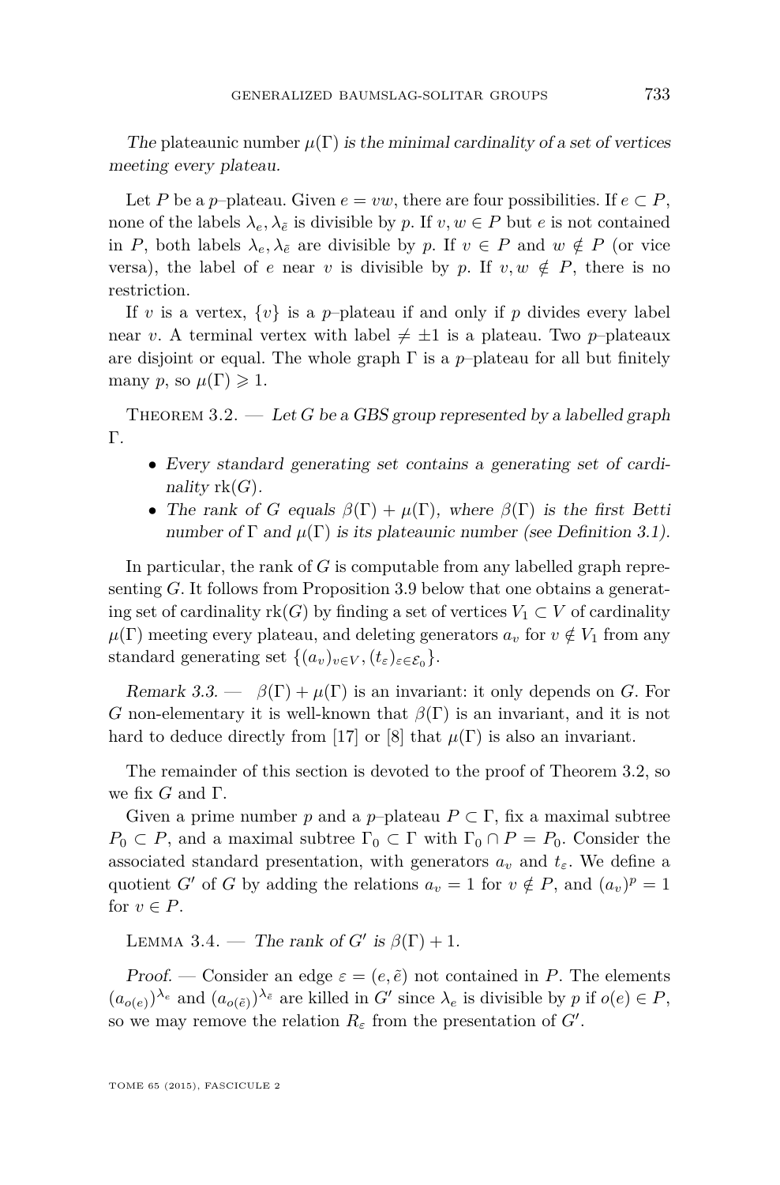*The* plateaunic number $\mu(\Gamma)$ *is the minimal cardinality of a set of vertices meeting every plateau.*

Let $P$ be a $p$–plateau. Given $e = vw$, there are four possibilities. If $e \subset P$, none of the labels $\lambda_e, \lambda_{\tilde{e}}$ is divisible by $p$. If $v, w \in P$ but $e$ is not contained in $P$, both labels $\lambda_e, \lambda_{\tilde{e}}$ are divisible by $p$. If $v \in P$ and $w \notin P$ (or vice versa), the label of $e$ near $v$ is divisible by $p$. If $v, w \notin P$, there is no restriction.

If $v$ is a vertex, $\{v\}$ is a $p$–plateau if and only if $p$ divides every label near $v$. A terminal vertex with label $\neq \pm 1$ is a plateau. Two $p$–plateaux are disjoint or equal. The whole graph $\Gamma$ is a $p$–plateau for all but finitely many $p$, so $\mu(\Gamma) \geqslant 1$.

Theorem 3.2. — *Let $G$ be a GBS group represented by a labelled graph $\Gamma$.*

- *Every standard generating set contains a generating set of cardinality $\operatorname{rk}(G)$.*
- *The rank of $G$ equals $\beta(\Gamma) + \mu(\Gamma)$, where $\beta(\Gamma)$ is the first Betti number of $\Gamma$ and $\mu(\Gamma)$ is its plateaunic number (see Definition 3.1).*

In particular, the rank of $G$ is computable from any labelled graph representing $G$. It follows from Proposition 3.9 below that one obtains a generating set of cardinality $\operatorname{rk}(G)$ by finding a set of vertices $V_1 \subset V$ of cardinality $\mu(\Gamma)$ meeting every plateau, and deleting generators $a_v$ for $v \notin V_1$ from any standard generating set $\{(a_v)_{v \in V}, (t_\varepsilon)_{\varepsilon \in \mathcal{E}_0}\}$.

*Remark 3.3.* — $\beta(\Gamma) + \mu(\Gamma)$ is an invariant: it only depends on $G$. For $G$ non-elementary it is well-known that $\beta(\Gamma)$ is an invariant, and it is not hard to deduce directly from [17] or [8] that $\mu(\Gamma)$ is also an invariant.

The remainder of this section is devoted to the proof of Theorem 3.2, so we fix $G$ and $\Gamma$.

Given a prime number $p$ and a $p$–plateau $P \subset \Gamma$, fix a maximal subtree $P_0 \subset P$, and a maximal subtree $\Gamma_0 \subset \Gamma$ with $\Gamma_0 \cap P = P_0$. Consider the associated standard presentation, with generators $a_v$ and $t_\varepsilon$. We define a quotient $G'$ of $G$ by adding the relations $a_v = 1$ for $v \notin P$, and $(a_v)^p = 1$ for $v \in P$.

Lemma 3.4. — *The rank of $G'$ is $\beta(\Gamma) + 1$.*

*Proof.* — Consider an edge $\varepsilon = (e, \tilde{e})$ not contained in $P$. The elements $(a_{o(e)})^{\lambda_e}$ and $(a_{o(\tilde{e})})^{\lambda_{\tilde{e}}}$ are killed in $G'$ since $\lambda_e$ is divisible by $p$ if $o(e) \in P$, so we may remove the relation $R_\varepsilon$ from the presentation of $G'$.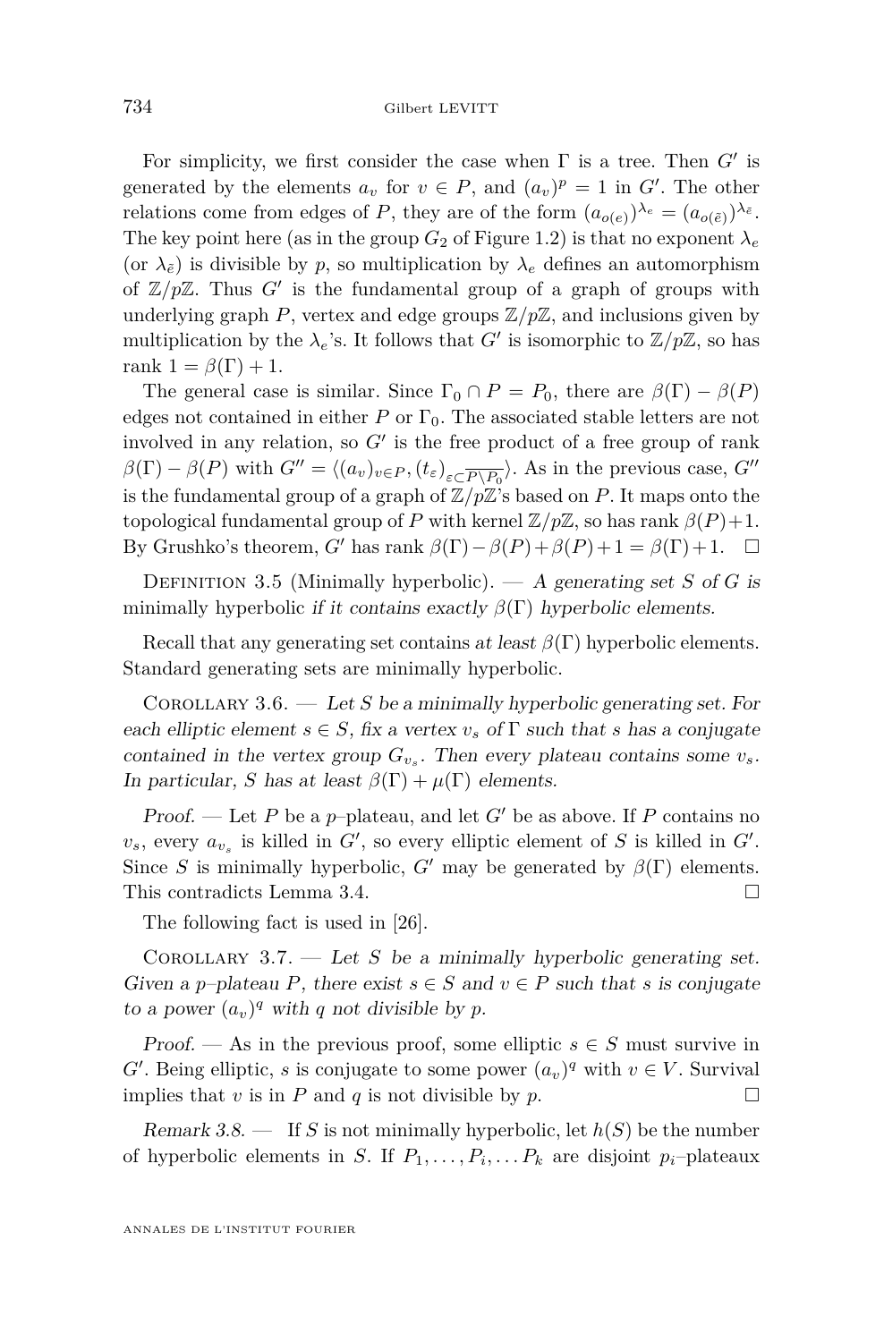For simplicity, we first consider the case when $\Gamma$ is a tree. Then $G'$ is generated by the elements $a_v$ for $v \in P$, and $(a_v)^p = 1$ in $G'$. The other relations come from edges of $P$, they are of the form $(a_{o(e)})^{\lambda_e} = (a_{o(\tilde{e})})^{\lambda_{\tilde{e}}}$. The key point here (as in the group $G_2$ of Figure 1.2) is that no exponent $\lambda_e$ (or $\lambda_{\tilde{e}}$) is divisible by $p$, so multiplication by $\lambda_e$ defines an automorphism of $\mathbb{Z}/p\mathbb{Z}$. Thus $G'$ is the fundamental group of a graph of groups with underlying graph $P$, vertex and edge groups $\mathbb{Z}/p\mathbb{Z}$, and inclusions given by multiplication by the $\lambda_e$'s. It follows that $G'$ is isomorphic to $\mathbb{Z}/p\mathbb{Z}$, so has rank $1 = \beta(\Gamma) + 1$.

The general case is similar. Since $\Gamma_0 \cap P = P_0$, there are $\beta(\Gamma) - \beta(P)$ edges not contained in either $P$ or $\Gamma_0$. The associated stable letters are not involved in any relation, so $G'$ is the free product of a free group of rank $\beta(\Gamma) - \beta(P)$ with $G'' = \langle (a_v)_{v\in P}, (t_\varepsilon)_{\varepsilon \subset \overline{P\setminus P_0}} \rangle$. As in the previous case, $G''$ is the fundamental group of a graph of $\mathbb{Z}/p\mathbb{Z}$'s based on $P$. It maps onto the topological fundamental group of $P$ with kernel $\mathbb{Z}/p\mathbb{Z}$, so has rank $\beta(P)+1$. By Grushko's theorem, $G'$ has rank $\beta(\Gamma) - \beta(P) + \beta(P) + 1 = \beta(\Gamma) + 1$. $\square$

Definition 3.5 (Minimally hyperbolic). — *A generating set $S$ of $G$ is* minimally hyperbolic *if it contains exactly $\beta(\Gamma)$ hyperbolic elements.*

Recall that any generating set contains *at least* $\beta(\Gamma)$ hyperbolic elements. Standard generating sets are minimally hyperbolic.

Corollary 3.6. — *Let $S$ be a minimally hyperbolic generating set. For each elliptic element $s \in S$, fix a vertex $v_s$ of $\Gamma$ such that $s$ has a conjugate contained in the vertex group $G_{v_s}$. Then every plateau contains some $v_s$. In particular, $S$ has at least $\beta(\Gamma) + \mu(\Gamma)$ elements.*

*Proof.* — Let $P$ be a $p$–plateau, and let $G'$ be as above. If $P$ contains no $v_s$, every $a_{v_s}$ is killed in $G'$, so every elliptic element of $S$ is killed in $G'$. Since $S$ is minimally hyperbolic, $G'$ may be generated by $\beta(\Gamma)$ elements. This contradicts Lemma 3.4. $\square$

The following fact is used in [26].

Corollary 3.7. — *Let $S$ be a minimally hyperbolic generating set. Given a $p$–plateau $P$, there exist $s \in S$ and $v \in P$ such that $s$ is conjugate to a power $(a_v)^q$ with $q$ not divisible by $p$.*

*Proof.* — As in the previous proof, some elliptic $s \in S$ must survive in $G'$. Being elliptic, $s$ is conjugate to some power $(a_v)^q$ with $v \in V$. Survival implies that $v$ is in $P$ and $q$ is not divisible by $p$. $\square$

*Remark 3.8.* — If $S$ is not minimally hyperbolic, let $h(S)$ be the number of hyperbolic elements in $S$. If $P_1, \dots, P_i, \dots P_k$ are disjoint $p_i$–plateaux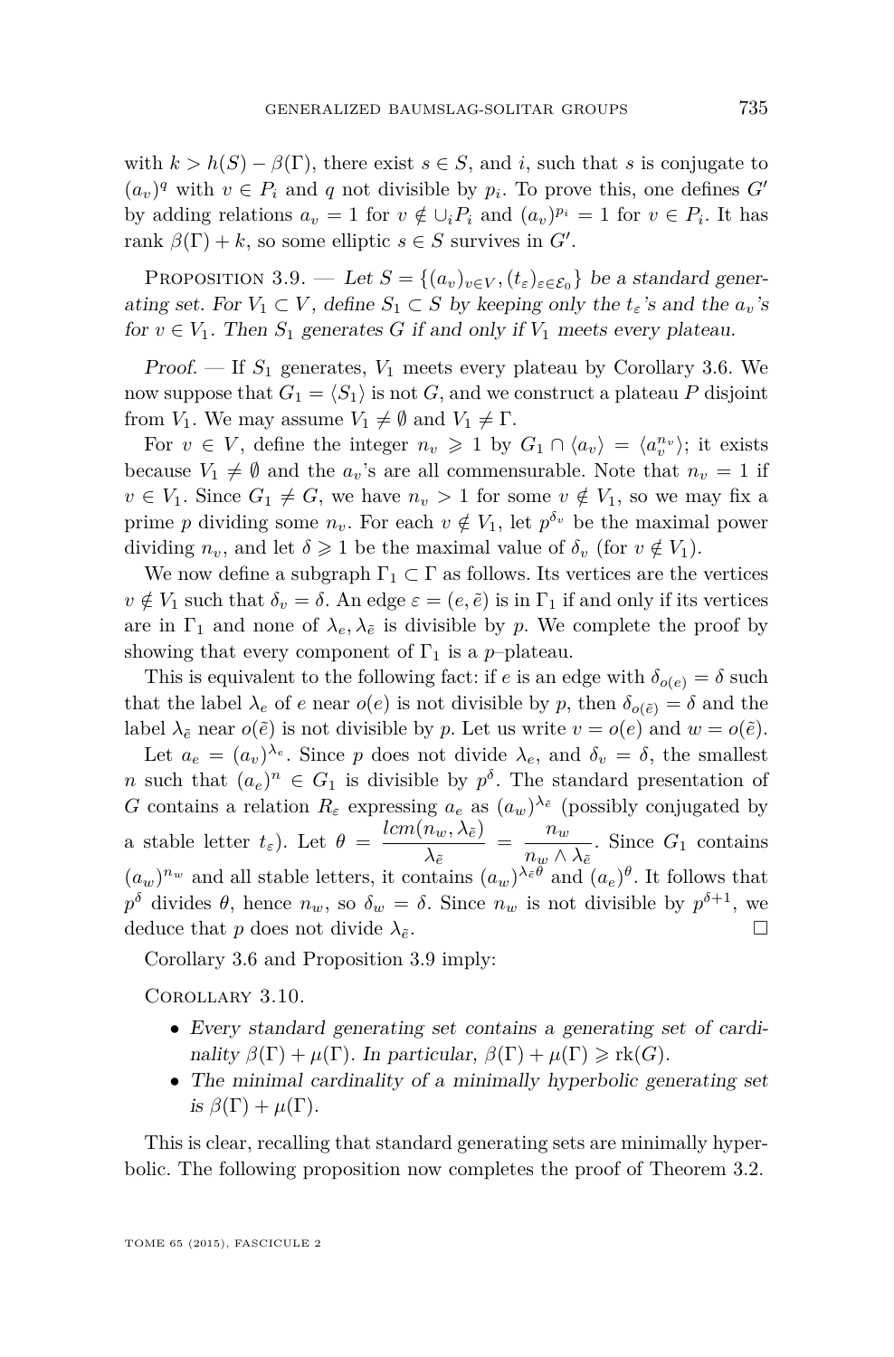with $k > h(S) - \beta(\Gamma)$, there exist $s \in S$, and $i$, such that $s$ is conjugate to $(a_v)^q$ with $v \in P_i$ and $q$ not divisible by $p_i$. To prove this, one defines $G'$ by adding relations $a_v = 1$ for $v \notin \cup_i P_i$ and $(a_v)^{p_i} = 1$ for $v \in P_i$. It has rank $\beta(\Gamma) + k$, so some elliptic $s \in S$ survives in $G'$.

Proposition 3.9. — *Let $S = \{(a_v)_{v \in V}, (t_\varepsilon)_{\varepsilon \in \mathcal{E}_0}\}$ be a standard generating set. For $V_1 \subset V$, define $S_1 \subset S$ by keeping only the $t_\varepsilon$'s and the $a_v$'s for $v \in V_1$. Then $S_1$ generates $G$ if and only if $V_1$ meets every plateau.*

*Proof.* — If $S_1$ generates, $V_1$ meets every plateau by Corollary 3.6. We now suppose that $G_1 = \langle S_1 \rangle$ is not $G$, and we construct a plateau $P$ disjoint from $V_1$. We may assume $V_1 \neq \emptyset$ and $V_1 \neq \Gamma$.

For $v \in V$, define the integer $n_v \geqslant 1$ by $G_1 \cap \langle a_v \rangle = \langle a_v^{n_v} \rangle$; it exists because $V_1 \neq \emptyset$ and the $a_v$'s are all commensurable. Note that $n_v = 1$ if $v \in V_1$. Since $G_1 \neq G$, we have $n_v > 1$ for some $v \notin V_1$, so we may fix a prime $p$ dividing some $n_v$. For each $v \notin V_1$, let $p^{\delta_v}$ be the maximal power dividing $n_v$, and let $\delta \geqslant 1$ be the maximal value of $\delta_v$ (for $v \notin V_1$).

We now define a subgraph $\Gamma_1 \subset \Gamma$ as follows. Its vertices are the vertices $v \notin V_1$ such that $\delta_v = \delta$. An edge $\varepsilon = (e, \tilde{e})$ is in $\Gamma_1$ if and only if its vertices are in $\Gamma_1$ and none of $\lambda_e, \lambda_{\tilde{e}}$ is divisible by $p$. We complete the proof by showing that every component of $\Gamma_1$ is a $p$–plateau.

This is equivalent to the following fact: if $e$ is an edge with $\delta_{o(e)} = \delta$ such that the label $\lambda_e$ of $e$ near $o(e)$ is not divisible by $p$, then $\delta_{o(\tilde{e})} = \delta$ and the label $\lambda_{\tilde{e}}$ near $o(\tilde{e})$ is not divisible by $p$. Let us write $v = o(e)$ and $w = o(\tilde{e})$.

Let $a_e = (a_v)^{\lambda_e}$. Since $p$ does not divide $\lambda_e$, and $\delta_v = \delta$, the smallest $n$ such that $(a_e)^n \in G_1$ is divisible by $p^\delta$. The standard presentation of $G$ contains a relation $R_\varepsilon$ expressing $a_e$ as $(a_w)^{\lambda_{\tilde{e}}}$ (possibly conjugated by a stable letter $t_\varepsilon$). Let $\theta = \dfrac{lcm(n_w, \lambda_{\tilde{e}})}{\lambda_{\tilde{e}}} = \dfrac{n_w}{n_w \wedge \lambda_{\tilde{e}}}$. Since $G_1$ contains $(a_w)^{n_w}$ and all stable letters, it contains $(a_w)^{\lambda_{\tilde{e}} \theta}$ and $(a_e)^\theta$. It follows that $p^\delta$ divides $\theta$, hence $n_w$, so $\delta_w = \delta$. Since $n_w$ is not divisible by $p^{\delta+1}$, we deduce that $p$ does not divide $\lambda_{\tilde{e}}$. $\square$

Corollary 3.6 and Proposition 3.9 imply:

Corollary 3.10.

- *Every standard generating set contains a generating set of cardinality $\beta(\Gamma) + \mu(\Gamma)$. In particular, $\beta(\Gamma) + \mu(\Gamma) \geqslant \mathrm{rk}(G)$.*
- *The minimal cardinality of a minimally hyperbolic generating set is $\beta(\Gamma) + \mu(\Gamma)$.*

This is clear, recalling that standard generating sets are minimally hyperbolic. The following proposition now completes the proof of Theorem 3.2.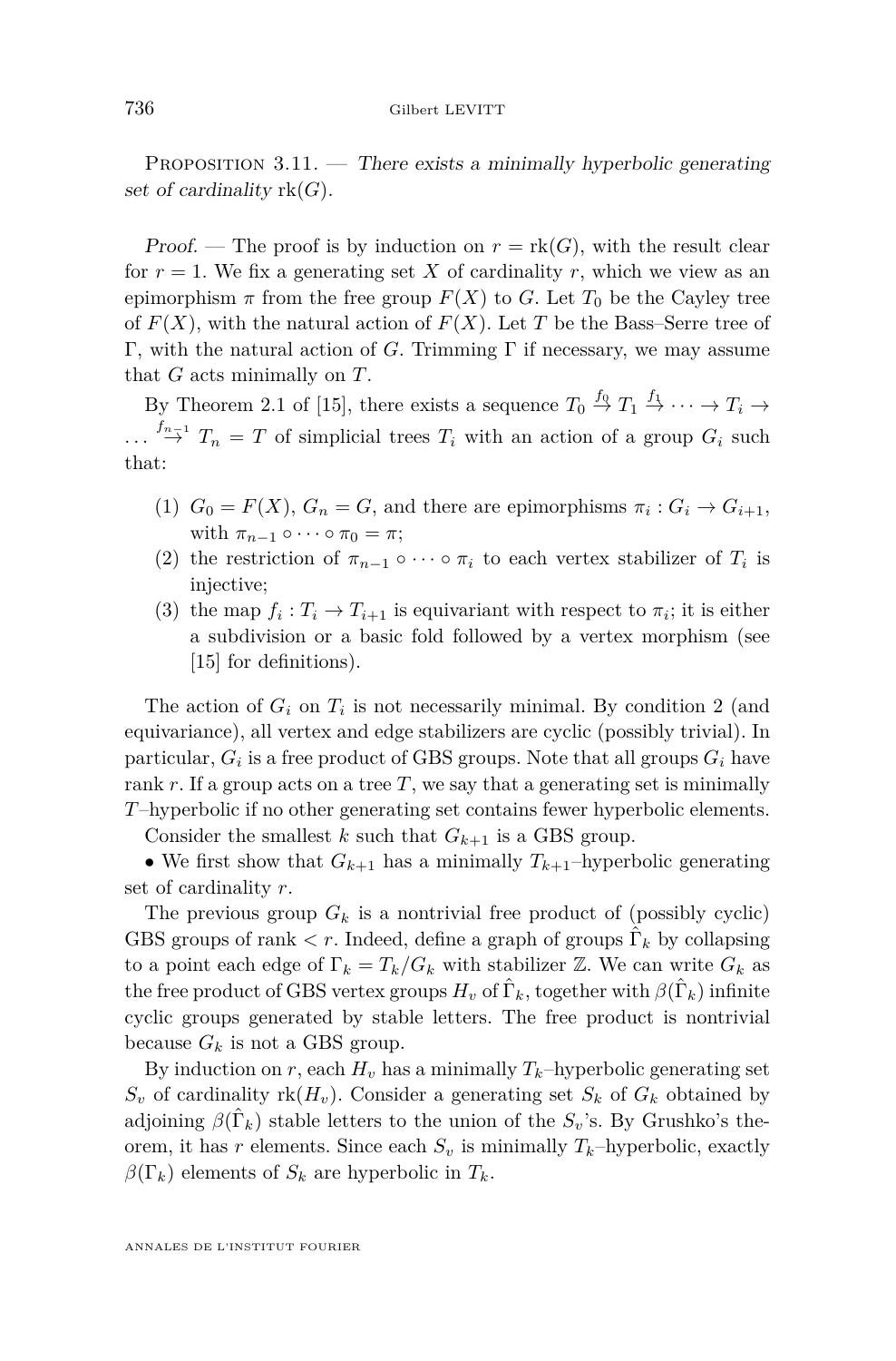Proposition 3.11. — *There exists a minimally hyperbolic generating set of cardinality* $\mathrm{rk}(G)$.

*Proof.* — The proof is by induction on $r = \mathrm{rk}(G)$, with the result clear for $r = 1$. We fix a generating set $X$ of cardinality $r$, which we view as an epimorphism $\pi$ from the free group $F(X)$ to $G$. Let $T_0$ be the Cayley tree of $F(X)$, with the natural action of $F(X)$. Let $T$ be the Bass–Serre tree of $\Gamma$, with the natural action of $G$. Trimming $\Gamma$ if necessary, we may assume that $G$ acts minimally on $T$.

By Theorem 2.1 of [15], there exists a sequence $T_0 \xrightarrow{f_0} T_1 \xrightarrow{f_1} \cdots \to T_i \to \ldots \xrightarrow{f_{n-1}} T_n = T$ of simplicial trees $T_i$ with an action of a group $G_i$ such that:

1. $G_0 = F(X)$, $G_n = G$, and there are epimorphisms $\pi_i : G_i \to G_{i+1}$, with $\pi_{n-1} \circ \cdots \circ \pi_0 = \pi$;
2. the restriction of $\pi_{n-1} \circ \cdots \circ \pi_i$ to each vertex stabilizer of $T_i$ is injective;
3. the map $f_i : T_i \to T_{i+1}$ is equivariant with respect to $\pi_i$; it is either a subdivision or a basic fold followed by a vertex morphism (see [15] for definitions).

The action of $G_i$ on $T_i$ is not necessarily minimal. By condition 2 (and equivariance), all vertex and edge stabilizers are cyclic (possibly trivial). In particular, $G_i$ is a free product of GBS groups. Note that all groups $G_i$ have rank $r$. If a group acts on a tree $T$, we say that a generating set is minimally $T$–hyperbolic if no other generating set contains fewer hyperbolic elements.

Consider the smallest $k$ such that $G_{k+1}$ is a GBS group.

• We first show that $G_{k+1}$ has a minimally $T_{k+1}$–hyperbolic generating set of cardinality $r$.

The previous group $G_k$ is a nontrivial free product of (possibly cyclic) GBS groups of rank $< r$. Indeed, define a graph of groups $\hat{\Gamma}_k$ by collapsing to a point each edge of $\Gamma_k = T_k/G_k$ with stabilizer $\mathbb{Z}$. We can write $G_k$ as the free product of GBS vertex groups $H_v$ of $\hat{\Gamma}_k$, together with $\beta(\hat{\Gamma}_k)$ infinite cyclic groups generated by stable letters. The free product is nontrivial because $G_k$ is not a GBS group.

By induction on $r$, each $H_v$ has a minimally $T_k$–hyperbolic generating set $S_v$ of cardinality $\mathrm{rk}(H_v)$. Consider a generating set $S_k$ of $G_k$ obtained by adjoining $\beta(\hat{\Gamma}_k)$ stable letters to the union of the $S_v$'s. By Grushko's theorem, it has $r$ elements. Since each $S_v$ is minimally $T_k$–hyperbolic, exactly $\beta(\Gamma_k)$ elements of $S_k$ are hyperbolic in $T_k$.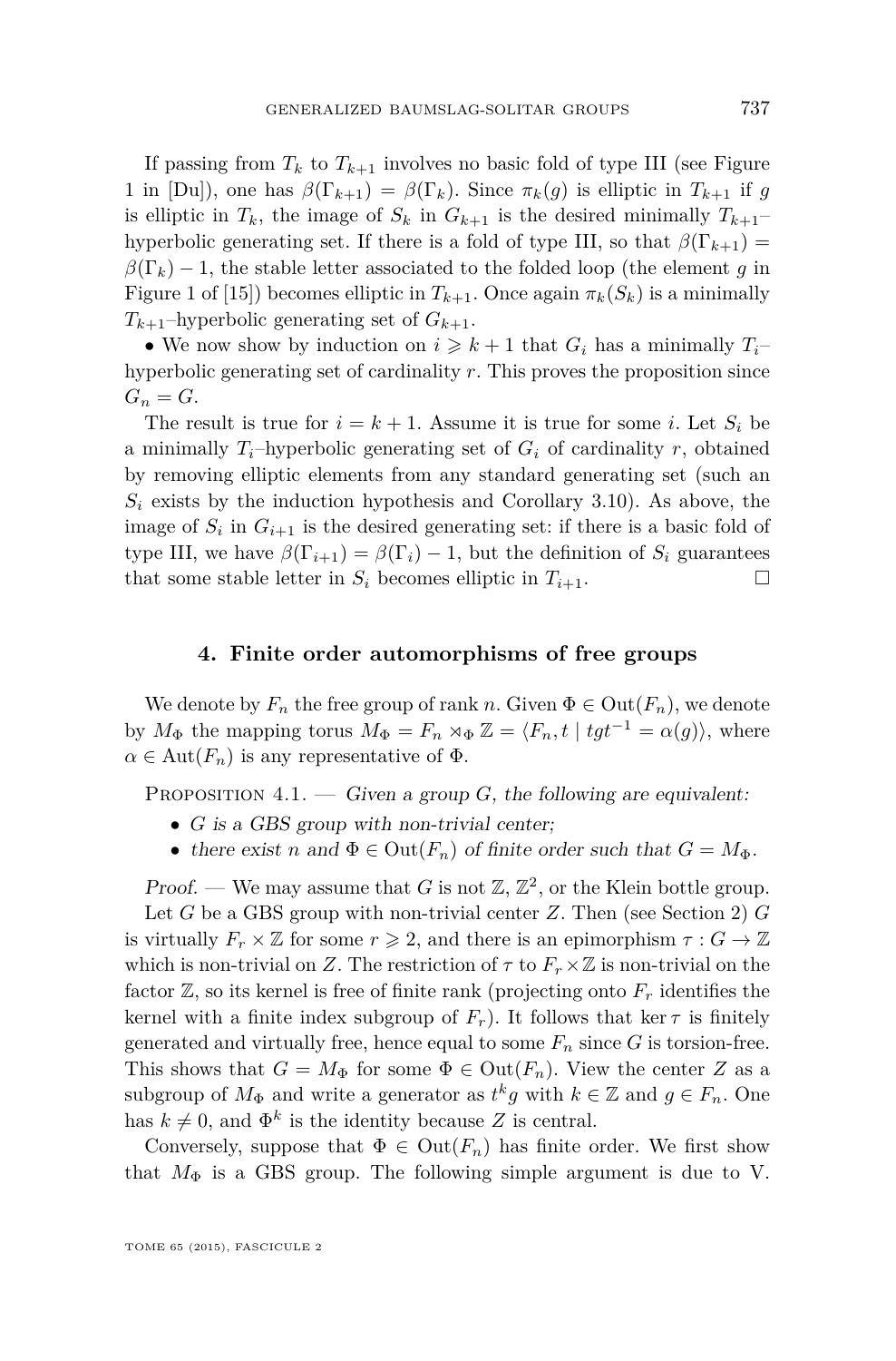If passing from $T_k$ to $T_{k+1}$ involves no basic fold of type III (see Figure 1 in [Du]), one has $\beta(\Gamma_{k+1}) = \beta(\Gamma_k)$. Since $\pi_k(g)$ is elliptic in $T_{k+1}$ if $g$ is elliptic in $T_k$, the image of $S_k$ in $G_{k+1}$ is the desired minimally $T_{k+1}$–hyperbolic generating set. If there is a fold of type III, so that $\beta(\Gamma_{k+1}) = \beta(\Gamma_k) - 1$, the stable letter associated to the folded loop (the element $g$ in Figure 1 of [15]) becomes elliptic in $T_{k+1}$. Once again $\pi_k(S_k)$ is a minimally $T_{k+1}$–hyperbolic generating set of $G_{k+1}$.

- We now show by induction on $i \geqslant k+1$ that $G_i$ has a minimally $T_i$–hyperbolic generating set of cardinality $r$. This proves the proposition since $G_n = G$.

The result is true for $i = k+1$. Assume it is true for some $i$. Let $S_i$ be a minimally $T_i$–hyperbolic generating set of $G_i$ of cardinality $r$, obtained by removing elliptic elements from any standard generating set (such an $S_i$ exists by the induction hypothesis and Corollary 3.10). As above, the image of $S_i$ in $G_{i+1}$ is the desired generating set: if there is a basic fold of type III, we have $\beta(\Gamma_{i+1}) = \beta(\Gamma_i) - 1$, but the definition of $S_i$ guarantees that some stable letter in $S_i$ becomes elliptic in $T_{i+1}$. □

## 4. Finite order automorphisms of free groups

We denote by $F_n$ the free group of rank $n$. Given $\Phi \in \mathrm{Out}(F_n)$, we denote by $M_\Phi$ the mapping torus $M_\Phi = F_n \rtimes_\Phi \mathbb{Z} = \langle F_n, t \mid tgt^{-1} = \alpha(g) \rangle$, where $\alpha \in \mathrm{Aut}(F_n)$ is any representative of $\Phi$.

Proposition 4.1. — *Given a group $G$, the following are equivalent:*

- *$G$ is a GBS group with non-trivial center;*
- *there exist $n$ and $\Phi \in \mathrm{Out}(F_n)$ of finite order such that $G = M_\Phi$.*

*Proof.* — We may assume that $G$ is not $\mathbb{Z}$, $\mathbb{Z}^2$, or the Klein bottle group.

Let $G$ be a GBS group with non-trivial center $Z$. Then (see Section 2) $G$ is virtually $F_r \times \mathbb{Z}$ for some $r \geqslant 2$, and there is an epimorphism $\tau : G \to \mathbb{Z}$ which is non-trivial on $Z$. The restriction of $\tau$ to $F_r \times \mathbb{Z}$ is non-trivial on the factor $\mathbb{Z}$, so its kernel is free of finite rank (projecting onto $F_r$ identifies the kernel with a finite index subgroup of $F_r$). It follows that $\ker \tau$ is finitely generated and virtually free, hence equal to some $F_n$ since $G$ is torsion-free. This shows that $G = M_\Phi$ for some $\Phi \in \mathrm{Out}(F_n)$. View the center $Z$ as a subgroup of $M_\Phi$ and write a generator as $t^k g$ with $k \in \mathbb{Z}$ and $g \in F_n$. One has $k \neq 0$, and $\Phi^k$ is the identity because $Z$ is central.

Conversely, suppose that $\Phi \in \mathrm{Out}(F_n)$ has finite order. We first show that $M_\Phi$ is a GBS group. The following simple argument is due to V.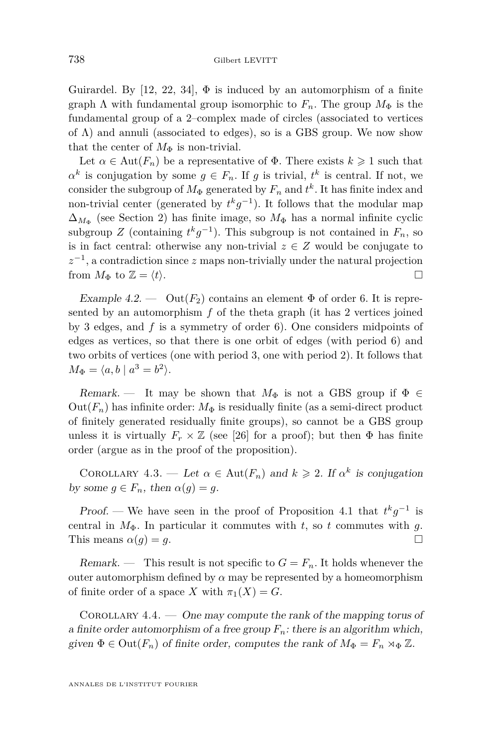Guirardel. By [12, 22, 34], $\Phi$ is induced by an automorphism of a finite graph $\Lambda$ with fundamental group isomorphic to $F_n$. The group $M_\Phi$ is the fundamental group of a 2–complex made of circles (associated to vertices of $\Lambda$) and annuli (associated to edges), so is a GBS group. We now show that the center of $M_\Phi$ is non-trivial.

Let $\alpha \in \mathrm{Aut}(F_n)$ be a representative of $\Phi$. There exists $k \geqslant 1$ such that $\alpha^k$ is conjugation by some $g \in F_n$. If $g$ is trivial, $t^k$ is central. If not, we consider the subgroup of $M_\Phi$ generated by $F_n$ and $t^k$. It has finite index and non-trivial center (generated by $t^k g^{-1}$). It follows that the modular map $\Delta_{M_\Phi}$ (see Section 2) has finite image, so $M_\Phi$ has a normal infinite cyclic subgroup $Z$ (containing $t^k g^{-1}$). This subgroup is not contained in $F_n$, so is in fact central: otherwise any non-trivial $z \in Z$ would be conjugate to $z^{-1}$, a contradiction since $z$ maps non-trivially under the natural projection from $M_\Phi$ to $\mathbb{Z} = \langle t \rangle$. □

*Example 4.2.* — $\mathrm{Out}(F_2)$ contains an element $\Phi$ of order 6. It is represented by an automorphism $f$ of the theta graph (it has 2 vertices joined by 3 edges, and $f$ is a symmetry of order 6). One considers midpoints of edges as vertices, so that there is one orbit of edges (with period 6) and two orbits of vertices (one with period 3, one with period 2). It follows that $M_\Phi = \langle a, b \mid a^3 = b^2 \rangle$.

*Remark.* — It may be shown that $M_\Phi$ is not a GBS group if $\Phi \in \mathrm{Out}(F_n)$ has infinite order: $M_\Phi$ is residually finite (as a semi-direct product of finitely generated residually finite groups), so cannot be a GBS group unless it is virtually $F_r \times \mathbb{Z}$ (see [26] for a proof); but then $\Phi$ has finite order (argue as in the proof of the proposition).

Corollary 4.3. — *Let $\alpha \in \mathrm{Aut}(F_n)$ and $k \geqslant 2$. If $\alpha^k$ is conjugation by some $g \in F_n$, then $\alpha(g) = g$.*

*Proof.* — We have seen in the proof of Proposition 4.1 that $t^k g^{-1}$ is central in $M_\Phi$. In particular it commutes with $t$, so $t$ commutes with $g$. This means $\alpha(g) = g$. □

*Remark.* — This result is not specific to $G = F_n$. It holds whenever the outer automorphism defined by $\alpha$ may be represented by a homeomorphism of finite order of a space $X$ with $\pi_1(X) = G$.

Corollary 4.4. — *One may compute the rank of the mapping torus of a finite order automorphism of a free group $F_n$: there is an algorithm which, given $\Phi \in \mathrm{Out}(F_n)$ of finite order, computes the rank of $M_\Phi = F_n \rtimes_\Phi \mathbb{Z}$.*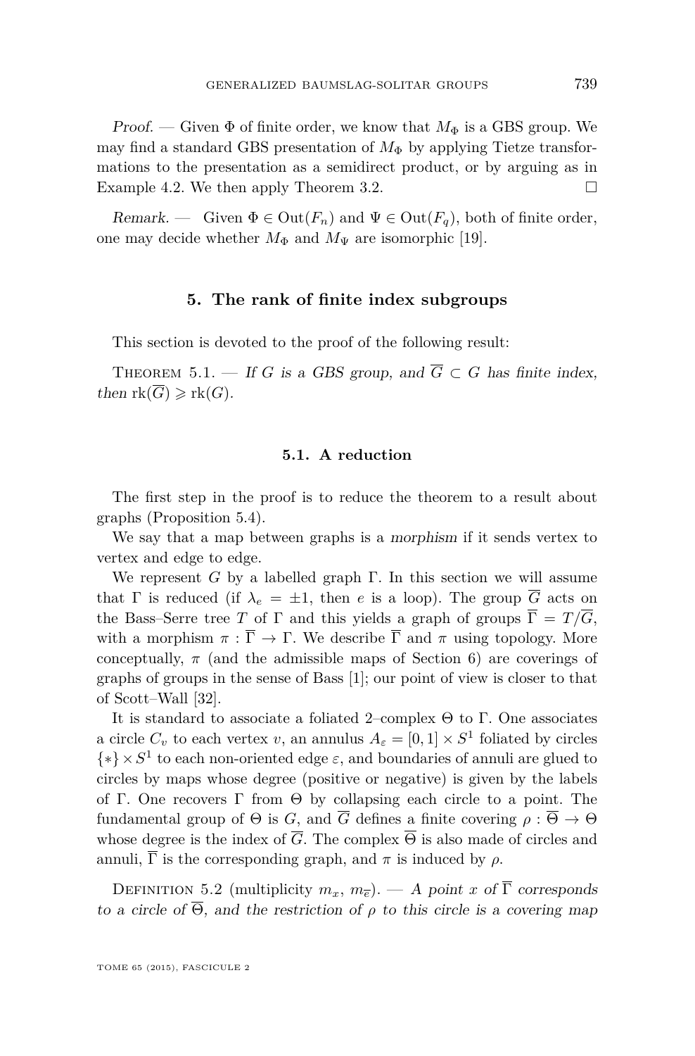*Proof.* — Given $\Phi$ of finite order, we know that $M_\Phi$ is a GBS group. We may find a standard GBS presentation of $M_\Phi$ by applying Tietze transformations to the presentation as a semidirect product, or by arguing as in Example 4.2. We then apply Theorem 3.2. □

*Remark.* — Given $\Phi \in \mathrm{Out}(F_n)$ and $\Psi \in \mathrm{Out}(F_q)$, both of finite order, one may decide whether $M_\Phi$ and $M_\Psi$ are isomorphic [19].

## 5. The rank of finite index subgroups

This section is devoted to the proof of the following result:

Theorem 5.1. — *If $G$ is a GBS group, and $\overline{G} \subset G$ has finite index, then $\mathrm{rk}(\overline{G}) \geqslant \mathrm{rk}(G)$.*

### 5.1. A reduction

The first step in the proof is to reduce the theorem to a result about graphs (Proposition 5.4).

We say that a map between graphs is a *morphism* if it sends vertex to vertex and edge to edge.

We represent $G$ by a labelled graph $\Gamma$. In this section we will assume that $\Gamma$ is reduced (if $\lambda_e = \pm 1$, then $e$ is a loop). The group $\overline{G}$ acts on the Bass–Serre tree $T$ of $\Gamma$ and this yields a graph of groups $\overline{\Gamma} = T/\overline{G}$, with a morphism $\pi : \overline{\Gamma} \to \Gamma$. We describe $\overline{\Gamma}$ and $\pi$ using topology. More conceptually, $\pi$ (and the admissible maps of Section 6) are coverings of graphs of groups in the sense of Bass [1]; our point of view is closer to that of Scott–Wall [32].

It is standard to associate a foliated 2–complex $\Theta$ to $\Gamma$. One associates a circle $C_v$ to each vertex $v$, an annulus $A_\varepsilon = [0,1] \times S^1$ foliated by circles $\{*\} \times S^1$ to each non-oriented edge $\varepsilon$, and boundaries of annuli are glued to circles by maps whose degree (positive or negative) is given by the labels of $\Gamma$. One recovers $\Gamma$ from $\Theta$ by collapsing each circle to a point. The fundamental group of $\Theta$ is $G$, and $\overline{G}$ defines a finite covering $\rho : \overline{\Theta} \to \Theta$ whose degree is the index of $\overline{G}$. The complex $\overline{\Theta}$ is also made of circles and annuli, $\overline{\Gamma}$ is the corresponding graph, and $\pi$ is induced by $\rho$.

Definition 5.2 (multiplicity $m_x$, $m_{\overline{e}}$). — *A point $x$ of $\overline{\Gamma}$ corresponds to a circle of $\overline{\Theta}$, and the restriction of $\rho$ to this circle is a covering map*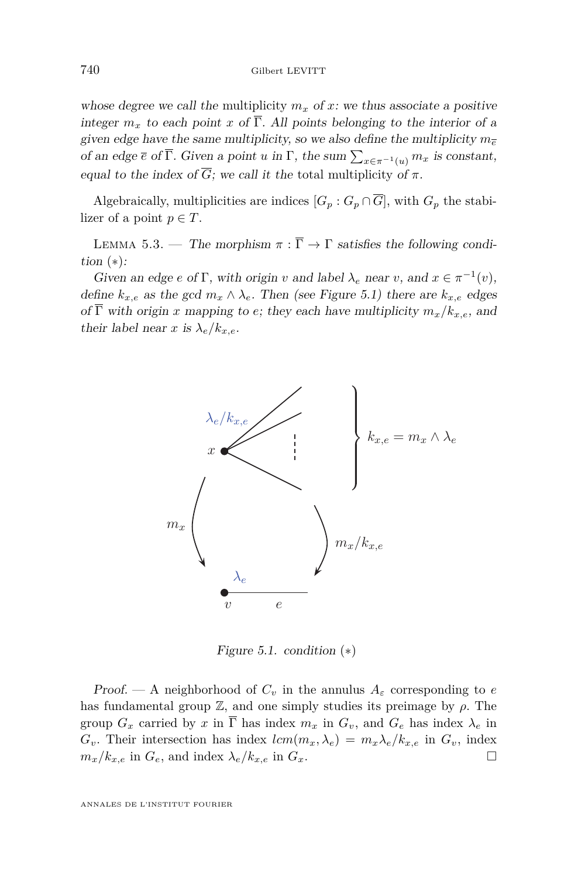*whose degree we call the* multiplicity $m_x$ *of* $x$*: we thus associate a positive integer* $m_x$ *to each point* $x$ *of* $\overline{\Gamma}$*. All points belonging to the interior of a given edge have the same multiplicity, so we also define the multiplicity* $m_{\overline{e}}$ *of an edge* $\overline{e}$ *of* $\overline{\Gamma}$*. Given a point* $u$ *in* $\Gamma$*, the sum* $\sum_{x\in\pi^{-1}(u)} m_x$ *is constant, equal to the index of* $\overline{G}$*; we call it the* total multiplicity *of* $\pi$*.*

Algebraically, multiplicities are indices $[G_p : G_p \cap \overline{G}]$, with $G_p$ the stabilizer of a point $p \in T$.

Lemma 5.3. — *The morphism* $\pi : \overline{\Gamma} \to \Gamma$ *satisfies the following condition* $(*)$*:*

*Given an edge* $e$ *of* $\Gamma$*, with origin* $v$ *and label* $\lambda_e$ *near* $v$*, and* $x \in \pi^{-1}(v)$*, define* $k_{x,e}$ *as the gcd* $m_x \wedge \lambda_e$*. Then (see Figure 5.1) there are* $k_{x,e}$ *edges of* $\overline{\Gamma}$ *with origin* $x$ *mapping to* $e$*; they each have multiplicity* $m_x/k_{x,e}$*, and their label near* $x$ *is* $\lambda_e/k_{x,e}$*.*

Figure 5.1. condition $(*)$

*Proof.* — A neighborhood of $C_v$ in the annulus $A_\varepsilon$ corresponding to $e$ has fundamental group $\mathbb{Z}$, and one simply studies its preimage by $\rho$. The group $G_x$ carried by $x$ in $\overline{\Gamma}$ has index $m_x$ in $G_v$, and $G_e$ has index $\lambda_e$ in $G_v$. Their intersection has index $lcm(m_x, \lambda_e) = m_x\lambda_e/k_{x,e}$ in $G_v$, index $m_x/k_{x,e}$ in $G_e$, and index $\lambda_e/k_{x,e}$ in $G_x$. □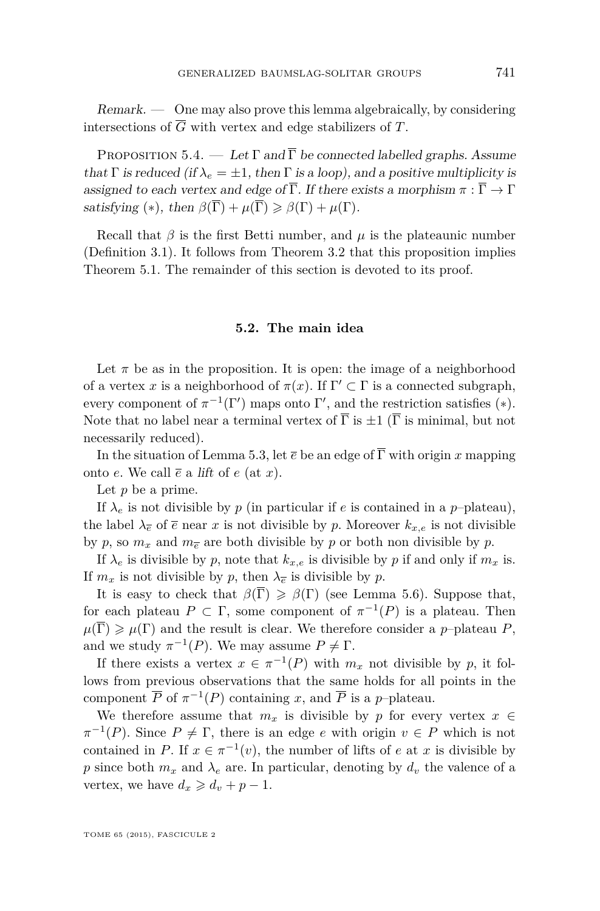*Remark.* — One may also prove this lemma algebraically, by considering intersections of $\overline{G}$ with vertex and edge stabilizers of $T$.

Proposition 5.4. — *Let $\Gamma$ and $\overline{\Gamma}$ be connected labelled graphs. Assume that $\Gamma$ is reduced (if $\lambda_e = \pm 1$, then $\Gamma$ is a loop), and a positive multiplicity is assigned to each vertex and edge of $\overline{\Gamma}$. If there exists a morphism $\pi : \overline{\Gamma} \to \Gamma$ satisfying $(*)$, then $\beta(\overline{\Gamma}) + \mu(\overline{\Gamma}) \geqslant \beta(\Gamma) + \mu(\Gamma)$.*

Recall that $\beta$ is the first Betti number, and $\mu$ is the plateaunic number (Definition 3.1). It follows from Theorem 3.2 that this proposition implies Theorem 5.1. The remainder of this section is devoted to its proof.

### 5.2. The main idea

Let $\pi$ be as in the proposition. It is open: the image of a neighborhood of a vertex $x$ is a neighborhood of $\pi(x)$. If $\Gamma' \subset \Gamma$ is a connected subgraph, every component of $\pi^{-1}(\Gamma')$ maps onto $\Gamma'$, and the restriction satisfies $(*)$. Note that no label near a terminal vertex of $\overline{\Gamma}$ is $\pm 1$ ($\overline{\Gamma}$ is minimal, but not necessarily reduced).

In the situation of Lemma 5.3, let $\overline{e}$ be an edge of $\overline{\Gamma}$ with origin $x$ mapping onto $e$. We call $\overline{e}$ a *lift* of $e$ (at $x$).

Let $p$ be a prime.

If $\lambda_e$ is not divisible by $p$ (in particular if $e$ is contained in a $p$–plateau), the label $\lambda_{\overline{e}}$ of $\overline{e}$ near $x$ is not divisible by $p$. Moreover $k_{x,e}$ is not divisible by $p$, so $m_x$ and $m_{\overline{e}}$ are both divisible by $p$ or both non divisible by $p$.

If $\lambda_e$ is divisible by $p$, note that $k_{x,e}$ is divisible by $p$ if and only if $m_x$ is. If $m_x$ is not divisible by $p$, then $\lambda_{\overline{e}}$ is divisible by $p$.

It is easy to check that $\beta(\overline{\Gamma}) \geqslant \beta(\Gamma)$ (see Lemma 5.6). Suppose that, for each plateau $P \subset \Gamma$, some component of $\pi^{-1}(P)$ is a plateau. Then $\mu(\overline{\Gamma}) \geqslant \mu(\Gamma)$ and the result is clear. We therefore consider a $p$–plateau $P$, and we study $\pi^{-1}(P)$. We may assume $P \neq \Gamma$.

If there exists a vertex $x \in \pi^{-1}(P)$ with $m_x$ not divisible by $p$, it follows from previous observations that the same holds for all points in the component $\overline{P}$ of $\pi^{-1}(P)$ containing $x$, and $\overline{P}$ is a $p$–plateau.

We therefore assume that $m_x$ is divisible by $p$ for every vertex $x \in \pi^{-1}(P)$. Since $P \neq \Gamma$, there is an edge $e$ with origin $v \in P$ which is not contained in $P$. If $x \in \pi^{-1}(v)$, the number of lifts of $e$ at $x$ is divisible by $p$ since both $m_x$ and $\lambda_e$ are. In particular, denoting by $d_v$ the valence of a vertex, we have $d_x \geqslant d_v + p - 1$.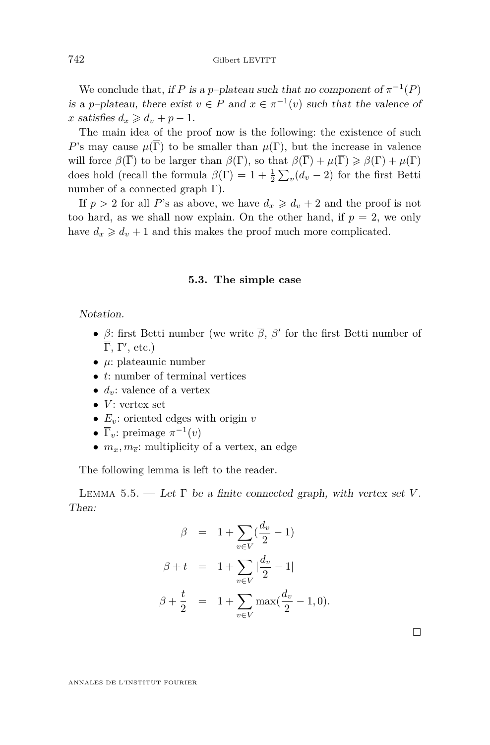We conclude that, *if $P$ is a $p$–plateau such that no component of $\pi^{-1}(P)$ is a $p$–plateau, there exist $v \in P$ and $x \in \pi^{-1}(v)$ such that the valence of $x$ satisfies $d_x \geqslant d_v + p - 1$.*

The main idea of the proof now is the following: the existence of such $P$'s may cause $\mu(\overline{\Gamma})$ to be smaller than $\mu(\Gamma)$, but the increase in valence will force $\beta(\overline{\Gamma})$ to be larger than $\beta(\Gamma)$, so that $\beta(\overline{\Gamma}) + \mu(\overline{\Gamma}) \geqslant \beta(\Gamma) + \mu(\Gamma)$ does hold (recall the formula $\beta(\Gamma) = 1 + \frac{1}{2}\sum_v (d_v - 2)$ for the first Betti number of a connected graph $\Gamma$).

If $p > 2$ for all $P$'s as above, we have $d_x \geqslant d_v + 2$ and the proof is not too hard, as we shall now explain. On the other hand, if $p = 2$, we only have $d_x \geqslant d_v + 1$ and this makes the proof much more complicated.

### 5.3. The simple case

*Notation.*

- $\beta$: first Betti number (we write $\overline{\beta}$, $\beta'$ for the first Betti number of $\overline{\Gamma}$, $\Gamma'$, etc.)
- $\mu$: plateaunic number
- $t$: number of terminal vertices
- $d_v$: valence of a vertex
- $V$: vertex set
- $E_v$: oriented edges with origin $v$
- $\overline{\Gamma}_v$: preimage $\pi^{-1}(v)$
- $m_x, m_{\overline{e}}$: multiplicity of a vertex, an edge

The following lemma is left to the reader.

Lemma 5.5. — *Let $\Gamma$ be a finite connected graph, with vertex set $V$. Then:*

$$\begin{aligned}
\beta &= 1 + \sum_{v\in V} \left(\frac{d_v}{2} - 1\right) \\
\beta + t &= 1 + \sum_{v\in V} \left|\frac{d_v}{2} - 1\right| \\
\beta + \frac{t}{2} &= 1 + \sum_{v\in V} \max\left(\frac{d_v}{2} - 1, 0\right).
\end{aligned}$$

□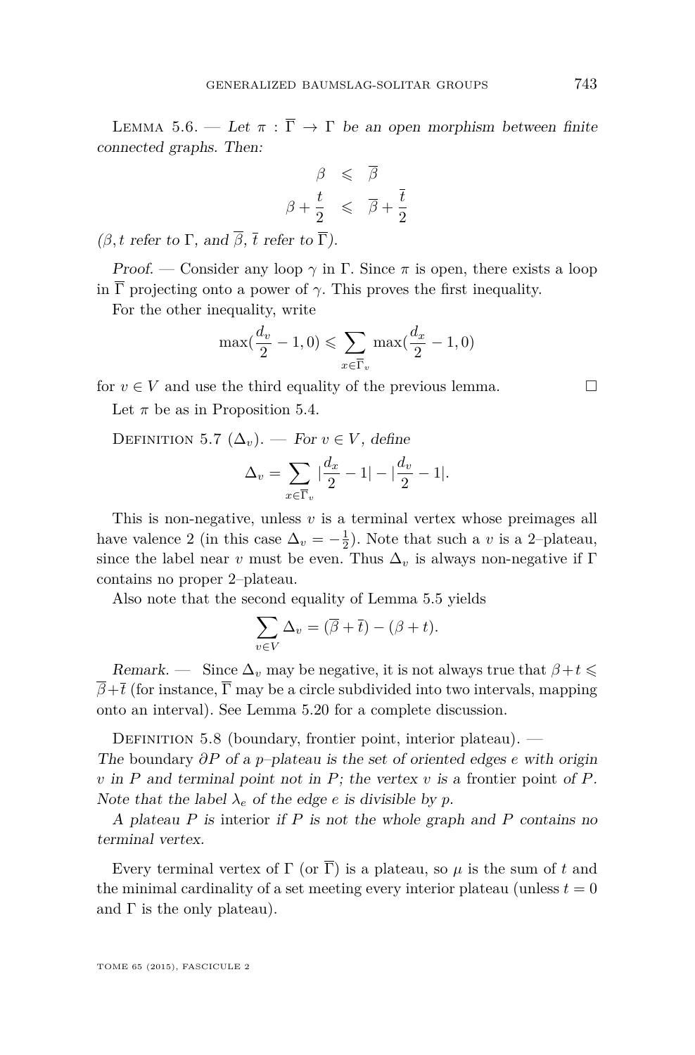**Lemma 5.6.** — *Let $\pi : \overline{\Gamma} \to \Gamma$ be an open morphism between finite connected graphs. Then:*

$$\beta \leqslant \overline{\beta}$$
$$\beta + \frac{t}{2} \leqslant \overline{\beta} + \frac{\overline{t}}{2}$$

*($\beta, t$ refer to $\Gamma$, and $\overline{\beta}$, $\overline{t}$ refer to $\overline{\Gamma}$).*

*Proof.* — Consider any loop $\gamma$ in $\Gamma$. Since $\pi$ is open, there exists a loop in $\overline{\Gamma}$ projecting onto a power of $\gamma$. This proves the first inequality.

For the other inequality, write

$$\max(\frac{d_v}{2} - 1, 0) \leqslant \sum_{x \in \overline{\Gamma}_v} \max(\frac{d_x}{2} - 1, 0)$$

for $v \in V$ and use the third equality of the previous lemma. $\square$

Let $\pi$ be as in Proposition 5.4.

**Definition 5.7** ($\Delta_v$). — *For $v \in V$, define*

$$\Delta_v = \sum_{x \in \overline{\Gamma}_v} |\frac{d_x}{2} - 1| - |\frac{d_v}{2} - 1|.$$

This is non-negative, unless $v$ is a terminal vertex whose preimages all have valence 2 (in this case $\Delta_v = -\frac{1}{2}$). Note that such a $v$ is a 2–plateau, since the label near $v$ must be even. Thus $\Delta_v$ is always non-negative if $\Gamma$ contains no proper 2–plateau.

Also note that the second equality of Lemma 5.5 yields

$$\sum_{v \in V} \Delta_v = (\overline{\beta} + \overline{t}) - (\beta + t).$$

*Remark.* — Since $\Delta_v$ may be negative, it is not always true that $\beta + t \leqslant \overline{\beta} + \overline{t}$ (for instance, $\overline{\Gamma}$ may be a circle subdivided into two intervals, mapping onto an interval). See Lemma 5.20 for a complete discussion.

**Definition 5.8** (boundary, frontier point, interior plateau). — *The* boundary *$\partial P$ of a $p$–plateau is the set of oriented edges $e$ with origin $v$ in $P$ and terminal point not in $P$; the vertex $v$ is a* frontier point *of $P$. Note that the label $\lambda_e$ of the edge $e$ is divisible by $p$.*

*A plateau $P$ is* interior *if $P$ is not the whole graph and $P$ contains no terminal vertex.*

Every terminal vertex of $\Gamma$ (or $\overline{\Gamma}$) is a plateau, so $\mu$ is the sum of $t$ and the minimal cardinality of a set meeting every interior plateau (unless $t = 0$ and $\Gamma$ is the only plateau).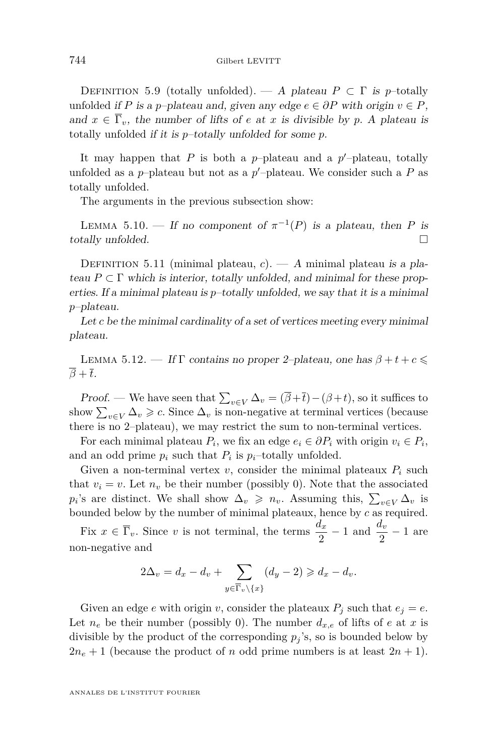Definition 5.9 (totally unfolded). — *A plateau $P \subset \Gamma$ is $p$–*totally unfolded *if $P$ is a $p$–plateau and, given any edge $e \in \partial P$ with origin $v \in P$, and $x \in \overline{\Gamma}_v$, the number of lifts of $e$ at $x$ is divisible by $p$. A plateau is* totally unfolded *if it is $p$–totally unfolded for some $p$.*

It may happen that $P$ is both a $p$–plateau and a $p'$–plateau, totally unfolded as a $p$–plateau but not as a $p'$–plateau. We consider such a $P$ as totally unfolded.

The arguments in the previous subsection show:

Lemma 5.10. — *If no component of $\pi^{-1}(P)$ is a plateau, then $P$ is totally unfolded.* □

Definition 5.11 (minimal plateau, $c$). — *A* minimal plateau *is a plateau $P \subset \Gamma$ which is interior, totally unfolded, and minimal for these properties. If a minimal plateau is $p$–totally unfolded, we say that it is a minimal $p$–plateau.*

*Let $c$ be the minimal cardinality of a set of vertices meeting every minimal plateau.*

Lemma 5.12. — *If $\Gamma$ contains no proper 2–plateau, one has $\beta + t + c \leqslant \overline{\beta} + \overline{t}$.*

*Proof.* — We have seen that $\sum_{v \in V} \Delta_v = (\overline{\beta} + \overline{t}) - (\beta + t)$, so it suffices to show $\sum_{v \in V} \Delta_v \geqslant c$. Since $\Delta_v$ is non-negative at terminal vertices (because there is no 2–plateau), we may restrict the sum to non-terminal vertices.

For each minimal plateau $P_i$, we fix an edge $e_i \in \partial P_i$ with origin $v_i \in P_i$, and an odd prime $p_i$ such that $P_i$ is $p_i$–totally unfolded.

Given a non-terminal vertex $v$, consider the minimal plateaux $P_i$ such that $v_i = v$. Let $n_v$ be their number (possibly 0). Note that the associated $p_i$'s are distinct. We shall show $\Delta_v \geqslant n_v$. Assuming this, $\sum_{v \in V} \Delta_v$ is bounded below by the number of minimal plateaux, hence by $c$ as required.

Fix $x \in \overline{\Gamma}_v$. Since $v$ is not terminal, the terms $\dfrac{d_x}{2} - 1$ and $\dfrac{d_v}{2} - 1$ are non-negative and

$$2\Delta_v = d_x - d_v + \sum_{y \in \overline{\Gamma}_v \setminus \{x\}} (d_y - 2) \geqslant d_x - d_v.$$

Given an edge $e$ with origin $v$, consider the plateaus $P_j$ such that $e_j = e$. Let $n_e$ be their number (possibly 0). The number $d_{x,e}$ of lifts of $e$ at $x$ is divisible by the product of the corresponding $p_j$'s, so is bounded below by $2n_e + 1$ (because the product of $n$ odd prime numbers is at least $2n + 1$).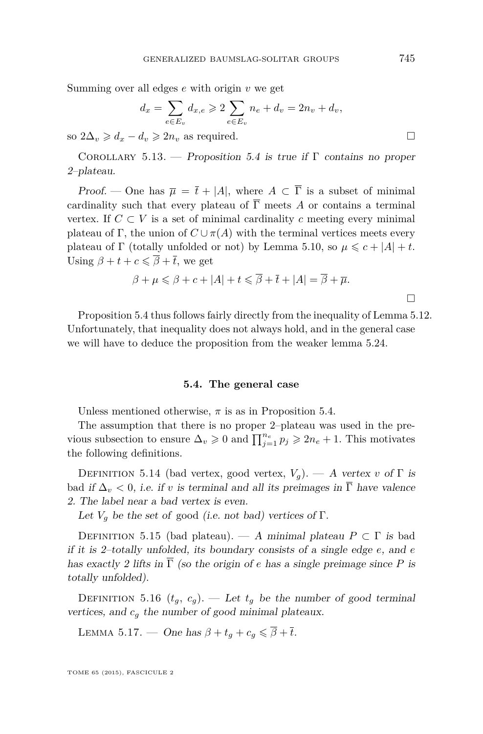Summing over all edges $e$ with origin $v$ we get

$$d_x = \sum_{e \in E_v} d_{x,e} \geqslant 2 \sum_{e \in E_v} n_e + d_v = 2n_v + d_v,$$

so $2\Delta_v \geqslant d_x - d_v \geqslant 2n_v$ as required. □

Corollary 5.13. — *Proposition 5.4 is true if $\Gamma$ contains no proper 2–plateau.*

*Proof.* — One has $\overline{\mu} = \overline{t} + |A|$, where $A \subset \overline{\Gamma}$ is a subset of minimal cardinality such that every plateau of $\overline{\Gamma}$ meets $A$ or contains a terminal vertex. If $C \subset V$ is a set of minimal cardinality $c$ meeting every minimal plateau of $\Gamma$, the union of $C \cup \pi(A)$ with the terminal vertices meets every plateau of $\Gamma$ (totally unfolded or not) by Lemma 5.10, so $\mu \leqslant c + |A| + t$. Using $\beta + t + c \leqslant \overline{\beta} + \overline{t}$, we get

$$\beta + \mu \leqslant \beta + c + |A| + t \leqslant \overline{\beta} + \overline{t} + |A| = \overline{\beta} + \overline{\mu}.$$

□

Proposition 5.4 thus follows fairly directly from the inequality of Lemma 5.12. Unfortunately, that inequality does not always hold, and in the general case we will have to deduce the proposition from the weaker lemma 5.24.

### 5.4. The general case

Unless mentioned otherwise, $\pi$ is as in Proposition 5.4.

The assumption that there is no proper 2–plateau was used in the previous subsection to ensure $\Delta_v \geqslant 0$ and $\prod_{j=1}^{n_e} p_j \geqslant 2n_e + 1$. This motivates the following definitions.

Definition 5.14 (bad vertex, good vertex, $V_g$). — *A vertex $v$ of $\Gamma$ is bad if $\Delta_v < 0$, i.e. if $v$ is terminal and all its preimages in $\overline{\Gamma}$ have valence 2. The label near a bad vertex is even.*

*Let $V_g$ be the set of good (i.e. not bad) vertices of $\Gamma$.*

Definition 5.15 (bad plateau). — *A minimal plateau $P \subset \Gamma$ is bad if it is 2–totally unfolded, its boundary consists of a single edge $e$, and $e$ has exactly 2 lifts in $\overline{\Gamma}$ (so the origin of $e$ has a single preimage since $P$ is totally unfolded).*

Definition 5.16 ($t_g$, $c_g$). — *Let $t_g$ be the number of good terminal vertices, and $c_g$ the number of good minimal plateaux.*

Lemma 5.17. — *One has $\beta + t_g + c_g \leqslant \overline{\beta} + \overline{t}$.*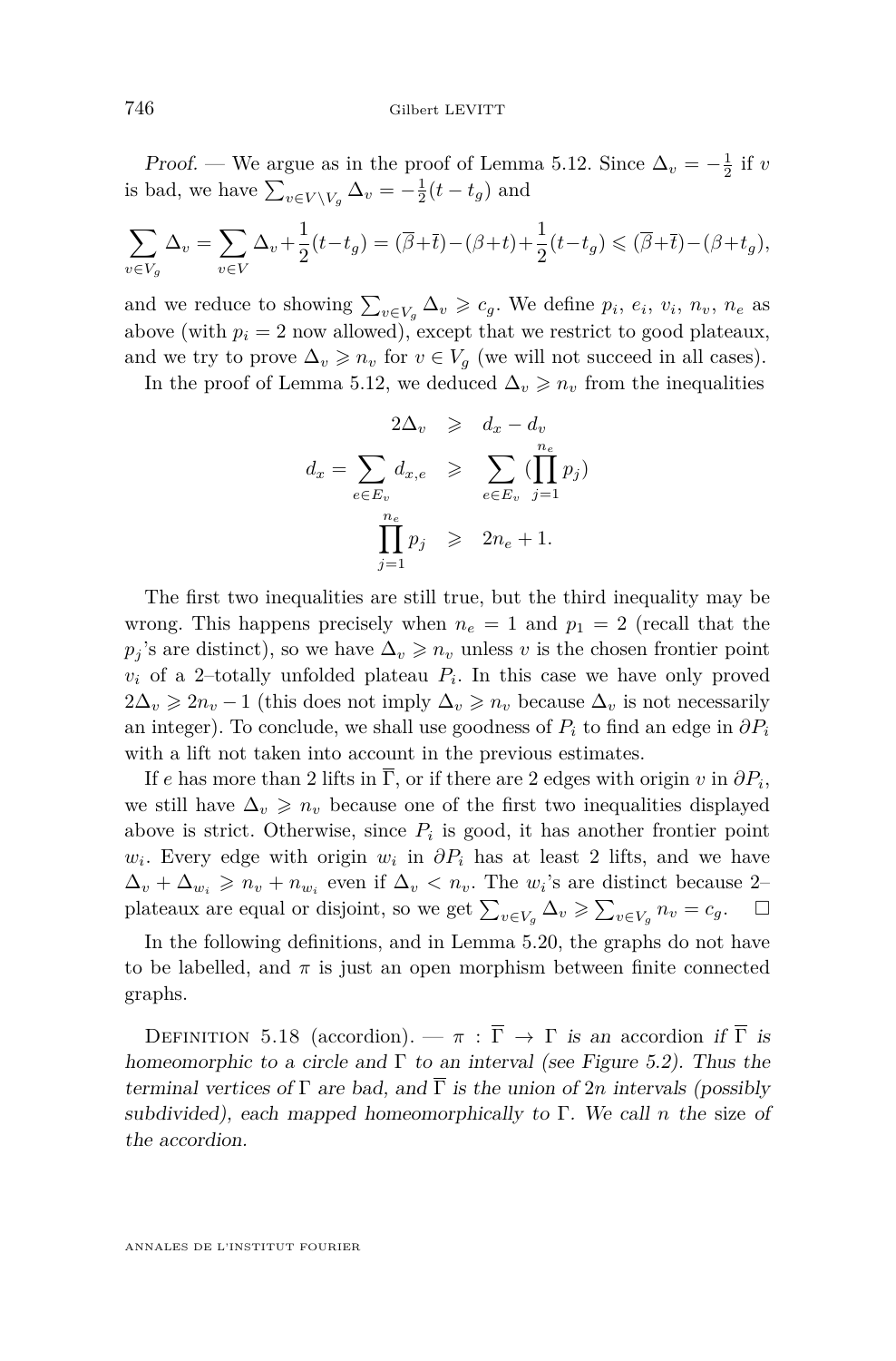*Proof.* — We argue as in the proof of Lemma 5.12. Since $\Delta_v = -\frac{1}{2}$ if $v$ is bad, we have $\sum_{v\in V\setminus V_g} \Delta_v = -\frac{1}{2}(t-t_g)$ and

$$\sum_{v\in V_g} \Delta_v = \sum_{v\in V} \Delta_v + \frac{1}{2}(t-t_g) = (\overline{\beta}+\overline{t}) - (\beta+t) + \frac{1}{2}(t-t_g) \leqslant (\overline{\beta}+\overline{t}) - (\beta+t_g),$$

and we reduce to showing $\sum_{v\in V_g} \Delta_v \geqslant c_g$. We define $p_i$, $e_i$, $v_i$, $n_v$, $n_e$ as above (with $p_i = 2$ now allowed), except that we restrict to good plateaux, and we try to prove $\Delta_v \geqslant n_v$ for $v \in V_g$ (we will not succeed in all cases).

In the proof of Lemma 5.12, we deduced $\Delta_v \geqslant n_v$ from the inequalities

$$\begin{aligned} 2\Delta_v &\geqslant d_x - d_v \\ d_x = \sum_{e\in E_v} d_{x,e} &\geqslant \sum_{e\in E_v} \left(\prod_{j=1}^{n_e} p_j\right) \\ \prod_{j=1}^{n_e} p_j &\geqslant 2n_e + 1. \end{aligned}$$

The first two inequalities are still true, but the third inequality may be wrong. This happens precisely when $n_e = 1$ and $p_1 = 2$ (recall that the $p_j$'s are distinct), so we have $\Delta_v \geqslant n_v$ unless $v$ is the chosen frontier point $v_i$ of a 2–totally unfolded plateau $P_i$. In this case we have only proved $2\Delta_v \geqslant 2n_v - 1$ (this does not imply $\Delta_v \geqslant n_v$ because $\Delta_v$ is not necessarily an integer). To conclude, we shall use goodness of $P_i$ to find an edge in $\partial P_i$ with a lift not taken into account in the previous estimates.

If $e$ has more than 2 lifts in $\overline{\Gamma}$, or if there are 2 edges with origin $v$ in $\partial P_i$, we still have $\Delta_v \geqslant n_v$ because one of the first two inequalities displayed above is strict. Otherwise, since $P_i$ is good, it has another frontier point $w_i$. Every edge with origin $w_i$ in $\partial P_i$ has at least 2 lifts, and we have $\Delta_v + \Delta_{w_i} \geqslant n_v + n_{w_i}$ even if $\Delta_v < n_v$. The $w_i$'s are distinct because 2–plateaux are equal or disjoint, so we get $\sum_{v\in V_g} \Delta_v \geqslant \sum_{v\in V_g} n_v = c_g$. $\square$

In the following definitions, and in Lemma 5.20, the graphs do not have to be labelled, and $\pi$ is just an open morphism between finite connected graphs.

Definition 5.18 (accordion). — *$\pi : \overline{\Gamma} \to \Gamma$ is an* accordion *if $\overline{\Gamma}$ is homeomorphic to a circle and $\Gamma$ to an interval (see Figure 5.2). Thus the terminal vertices of $\Gamma$ are bad, and $\overline{\Gamma}$ is the union of $2n$ intervals (possibly subdivided), each mapped homeomorphically to $\Gamma$. We call $n$ the* size *of the accordion.*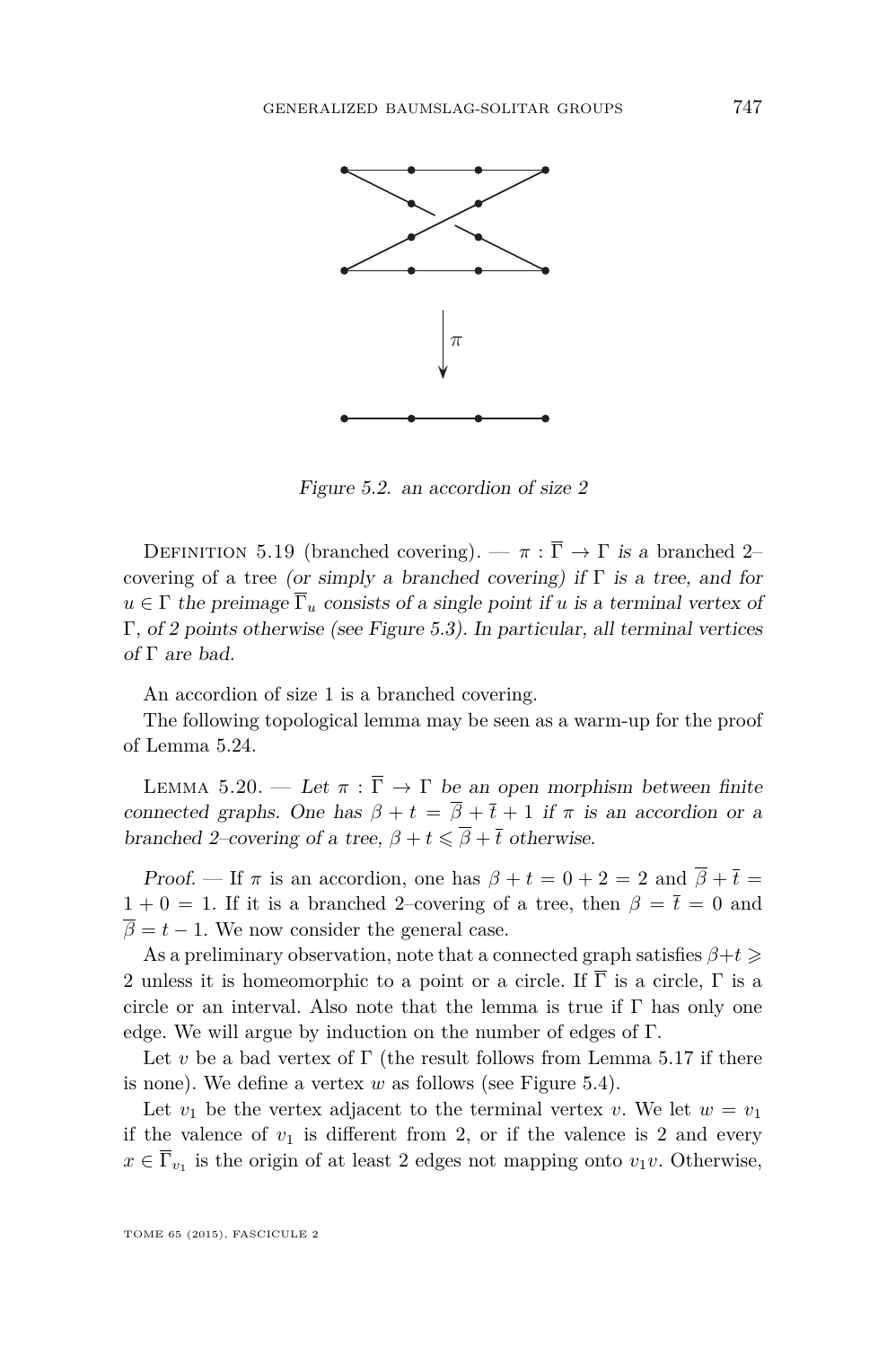Figure 5.2. an accordion of size 2

Definition 5.19 (branched covering). — *$\pi : \overline{\Gamma} \to \Gamma$ is a* branched 2–covering of a tree *(or simply a* branched covering*) if $\Gamma$ is a tree, and for $u \in \Gamma$ the preimage $\overline{\Gamma}_u$ consists of a single point if $u$ is a terminal vertex of $\Gamma$, of 2 points otherwise (see Figure 5.3). In particular, all terminal vertices of $\Gamma$ are bad.*

An accordion of size 1 is a branched covering.

The following topological lemma may be seen as a warm-up for the proof of Lemma 5.24.

Lemma 5.20. — *Let $\pi : \overline{\Gamma} \to \Gamma$ be an open morphism between finite connected graphs. One has $\beta + t = \overline{\beta} + \overline{t} + 1$ if $\pi$ is an accordion or a branched 2–covering of a tree, $\beta + t \leqslant \overline{\beta} + \overline{t}$ otherwise.*

*Proof.* — If $\pi$ is an accordion, one has $\beta + t = 0 + 2 = 2$ and $\overline{\beta} + \overline{t} = 1 + 0 = 1$. If it is a branched 2–covering of a tree, then $\beta = \overline{t} = 0$ and $\overline{\beta} = t - 1$. We now consider the general case.

As a preliminary observation, note that a connected graph satisfies $\beta + t \geqslant 2$ unless it is homeomorphic to a point or a circle. If $\overline{\Gamma}$ is a circle, $\Gamma$ is a circle or an interval. Also note that the lemma is true if $\Gamma$ has only one edge. We will argue by induction on the number of edges of $\Gamma$.

Let $v$ be a bad vertex of $\Gamma$ (the result follows from Lemma 5.17 if there is none). We define a vertex $w$ as follows (see Figure 5.4).

Let $v_1$ be the vertex adjacent to the terminal vertex $v$. We let $w = v_1$ if the valence of $v_1$ is different from 2, or if the valence is 2 and every $x \in \overline{\Gamma}_{v_1}$ is the origin of at least 2 edges not mapping onto $v_1 v$. Otherwise,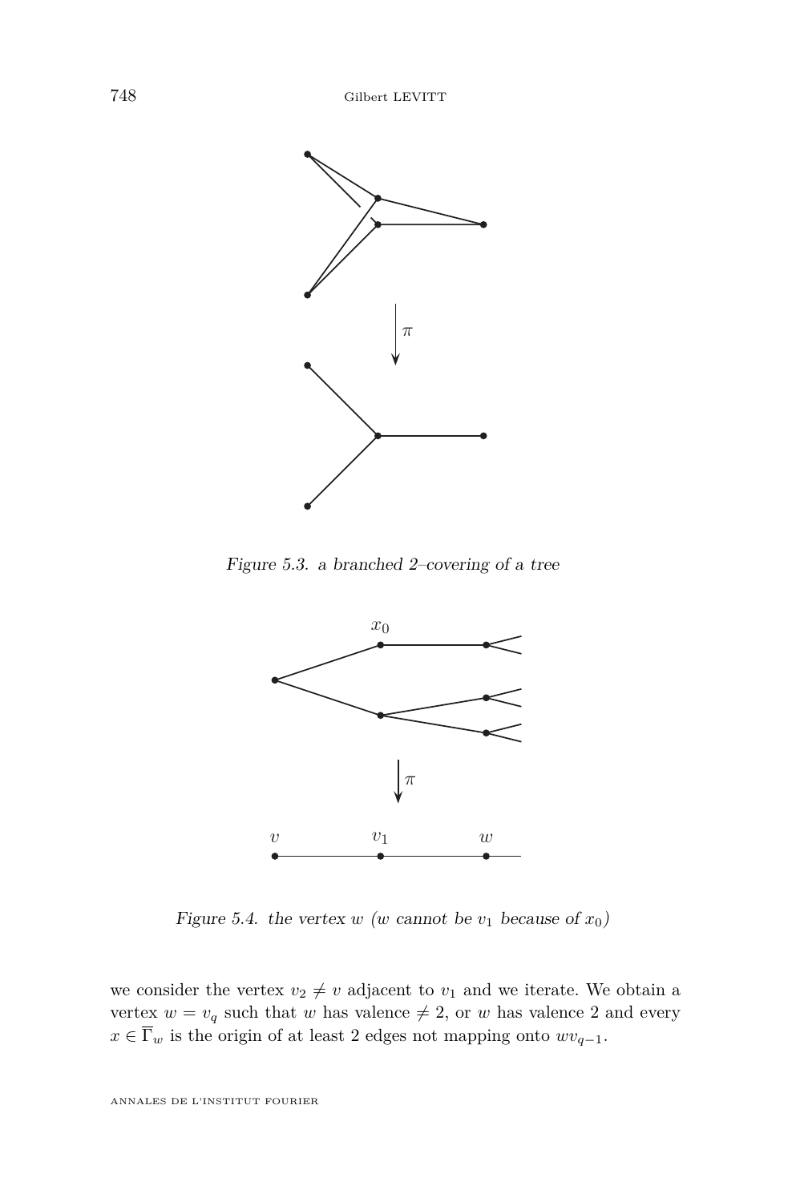Figure 5.3. a branched 2–covering of a tree

Figure 5.4. the vertex $w$ ($w$ cannot be $v_1$ because of $x_0$)

we consider the vertex $v_2 \neq v$ adjacent to $v_1$ and we iterate. We obtain a vertex $w = v_q$ such that $w$ has valence $\neq 2$, or $w$ has valence 2 and every $x \in \overline{\Gamma}_w$ is the origin of at least 2 edges not mapping onto $wv_{q-1}$.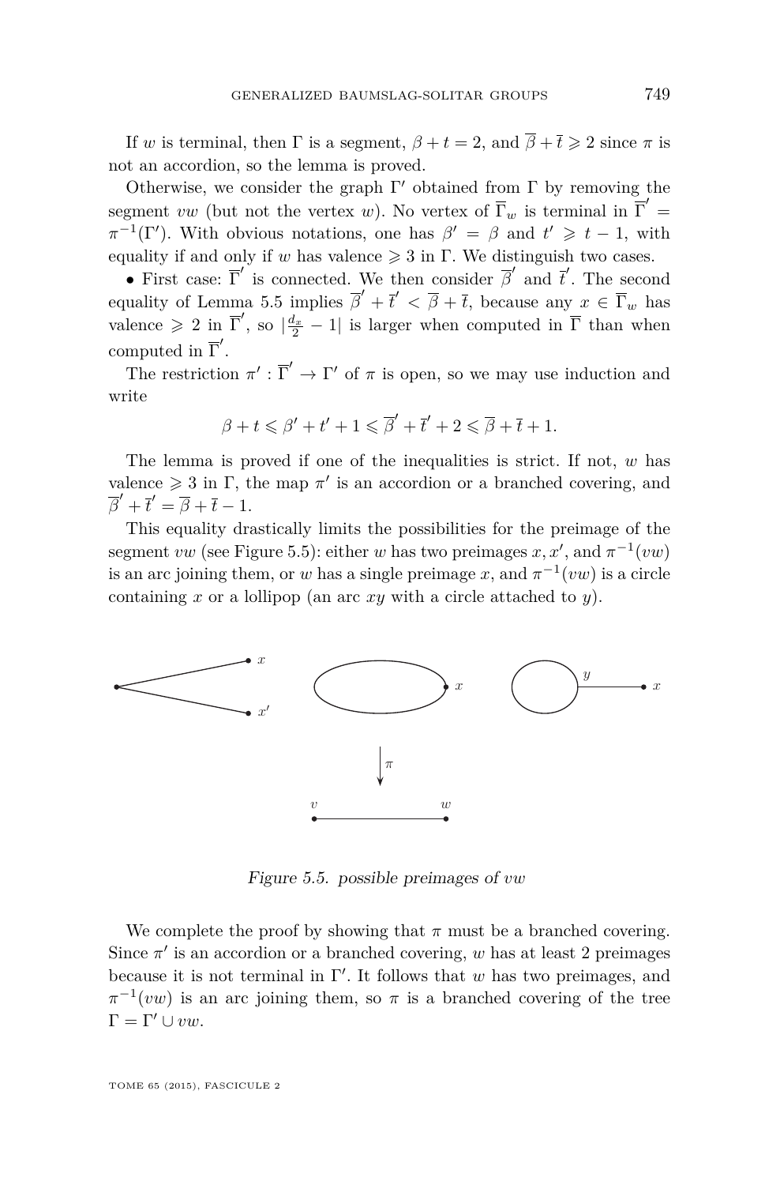If $w$ is terminal, then $\Gamma$ is a segment, $\beta + t = 2$, and $\overline{\beta} + \overline{t} \geqslant 2$ since $\pi$ is not an accordion, so the lemma is proved.

Otherwise, we consider the graph $\Gamma'$ obtained from $\Gamma$ by removing the segment $vw$ (but not the vertex $w$). No vertex of $\overline{\Gamma}_w$ is terminal in $\overline{\Gamma}' = \pi^{-1}(\Gamma')$. With obvious notations, one has $\beta' = \beta$ and $t' \geqslant t - 1$, with equality if and only if $w$ has valence $\geqslant 3$ in $\Gamma$. We distinguish two cases.

• First case: $\overline{\Gamma}'$ is connected. We then consider $\overline{\beta}'$ and $\overline{t}'$. The second equality of Lemma 5.5 implies $\overline{\beta}' + \overline{t}' < \overline{\beta} + \overline{t}$, because any $x \in \overline{\Gamma}_w$ has valence $\geqslant 2$ in $\overline{\Gamma}'$, so $|\frac{d_x}{2} - 1|$ is larger when computed in $\overline{\Gamma}$ than when computed in $\overline{\Gamma}'$.

The restriction $\pi' : \overline{\Gamma}' \to \Gamma'$ of $\pi$ is open, so we may use induction and write

$$\beta + t \leqslant \beta' + t' + 1 \leqslant \overline{\beta}' + \overline{t}' + 2 \leqslant \overline{\beta} + \overline{t} + 1.$$

The lemma is proved if one of the inequalities is strict. If not, $w$ has valence $\geqslant 3$ in $\Gamma$, the map $\pi'$ is an accordion or a branched covering, and $\overline{\beta}' + \overline{t}' = \overline{\beta} + \overline{t} - 1$.

This equality drastically limits the possibilities for the preimage of the segment $vw$ (see Figure 5.5): either $w$ has two preimages $x, x'$, and $\pi^{-1}(vw)$ is an arc joining them, or $w$ has a single preimage $x$, and $\pi^{-1}(vw)$ is a circle containing $x$ or a lollipop (an arc $xy$ with a circle attached to $y$).

*Figure 5.5. possible preimages of vw*

We complete the proof by showing that $\pi$ must be a branched covering. Since $\pi'$ is an accordion or a branched covering, $w$ has at least 2 preimages because it is not terminal in $\Gamma'$. It follows that $w$ has two preimages, and $\pi^{-1}(vw)$ is an arc joining them, so $\pi$ is a branched covering of the tree $\Gamma = \Gamma' \cup vw$.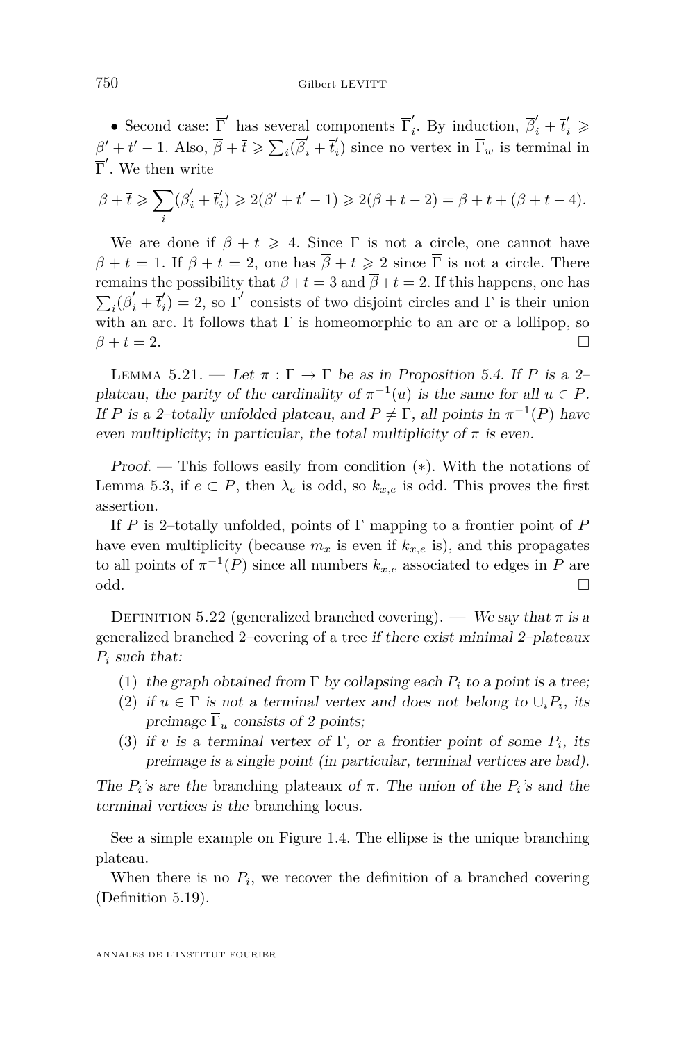• Second case: $\overline{\Gamma}'$ has several components $\overline{\Gamma}'_i$. By induction, $\overline{\beta}'_i + \overline{t}'_i \geqslant \beta' + t' - 1$. Also, $\overline{\beta} + \overline{t} \geqslant \sum_i(\overline{\beta}'_i + \overline{t}'_i)$ since no vertex in $\overline{\Gamma}_w$ is terminal in $\overline{\Gamma}'$. We then write

$$\overline{\beta} + \overline{t} \geqslant \sum_i (\overline{\beta}'_i + \overline{t}'_i) \geqslant 2(\beta' + t' - 1) \geqslant 2(\beta + t - 2) = \beta + t + (\beta + t - 4).$$

We are done if $\beta + t \geqslant 4$. Since $\Gamma$ is not a circle, one cannot have $\beta + t = 1$. If $\beta + t = 2$, one has $\overline{\beta} + \overline{t} \geqslant 2$ since $\overline{\Gamma}$ is not a circle. There remains the possibility that $\beta + t = 3$ and $\overline{\beta} + \overline{t} = 2$. If this happens, one has $\sum_i(\overline{\beta}'_i + \overline{t}'_i) = 2$, so $\overline{\Gamma}'$ consists of two disjoint circles and $\overline{\Gamma}$ is their union with an arc. It follows that $\Gamma$ is homeomorphic to an arc or a lollipop, so $\beta + t = 2$. □

Lemma 5.21. — *Let $\pi : \overline{\Gamma} \to \Gamma$ be as in Proposition 5.4. If $P$ is a 2–plateau, the parity of the cardinality of $\pi^{-1}(u)$ is the same for all $u \in P$. If $P$ is a 2–totally unfolded plateau, and $P \neq \Gamma$, all points in $\pi^{-1}(P)$ have even multiplicity; in particular, the total multiplicity of $\pi$ is even.*

*Proof.* — This follows easily from condition $(*)$. With the notations of Lemma 5.3, if $e \subset P$, then $\lambda_e$ is odd, so $k_{x,e}$ is odd. This proves the first assertion.

If $P$ is 2–totally unfolded, points of $\overline{\Gamma}$ mapping to a frontier point of $P$ have even multiplicity (because $m_x$ is even if $k_{x,e}$ is), and this propagates to all points of $\pi^{-1}(P)$ since all numbers $k_{x,e}$ associated to edges in $P$ are odd. □

Definition 5.22 (generalized branched covering). — *We say that $\pi$ is a* generalized branched 2–covering of a tree *if there exist minimal 2–plateaux $P_i$ such that:*

1. *the graph obtained from $\Gamma$ by collapsing each $P_i$ to a point is a tree;*
2. *if $u \in \Gamma$ is not a terminal vertex and does not belong to $\cup_i P_i$, its preimage $\overline{\Gamma}_u$ consists of 2 points;*
3. *if $v$ is a terminal vertex of $\Gamma$, or a frontier point of some $P_i$, its preimage is a single point (in particular, terminal vertices are bad).*

*The $P_i$'s are the* branching plateaux *of $\pi$. The union of the $P_i$'s and the terminal vertices is the* branching locus.

See a simple example on Figure 1.4. The ellipse is the unique branching plateau.

When there is no $P_i$, we recover the definition of a branched covering (Definition 5.19).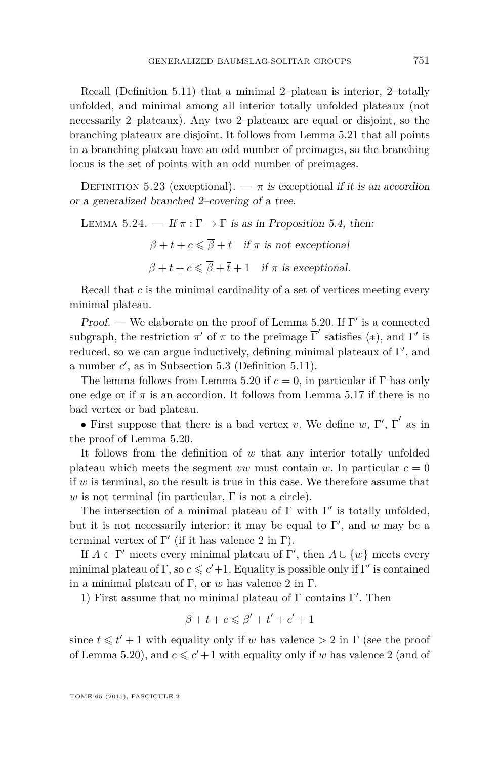Recall (Definition 5.11) that a minimal 2–plateau is interior, 2–totally unfolded, and minimal among all interior totally unfolded plateaux (not necessarily 2–plateaux). Any two 2–plateaux are equal or disjoint, so the branching plateaux are disjoint. It follows from Lemma 5.21 that all points in a branching plateau have an odd number of preimages, so the branching locus is the set of points with an odd number of preimages.

Definition 5.23 (exceptional). — *$\pi$ is* exceptional *if it is an accordion or a generalized branched 2–covering of a tree.*

Lemma 5.24. — *If $\pi : \overline{\Gamma} \to \Gamma$ is as in Proposition 5.4, then:*

$$\beta + t + c \leqslant \overline{\beta} + \overline{t} \quad \text{if } \pi \text{ is not exceptional}$$

$$\beta + t + c \leqslant \overline{\beta} + \overline{t} + 1 \quad \text{if } \pi \text{ is exceptional.}$$

Recall that $c$ is the minimal cardinality of a set of vertices meeting every minimal plateau.

*Proof.* — We elaborate on the proof of Lemma 5.20. If $\Gamma'$ is a connected subgraph, the restriction $\pi'$ of $\pi$ to the preimage $\overline{\Gamma}'$ satisfies $(*)$, and $\Gamma'$ is reduced, so we can argue inductively, defining minimal plateaux of $\Gamma'$, and a number $c'$, as in Subsection 5.3 (Definition 5.11).

The lemma follows from Lemma 5.20 if $c = 0$, in particular if $\Gamma$ has only one edge or if $\pi$ is an accordion. It follows from Lemma 5.17 if there is no bad vertex or bad plateau.

• First suppose that there is a bad vertex $v$. We define $w$, $\Gamma'$, $\overline{\Gamma}'$ as in the proof of Lemma 5.20.

It follows from the definition of $w$ that any interior totally unfolded plateau which meets the segment $vw$ must contain $w$. In particular $c = 0$ if $w$ is terminal, so the result is true in this case. We therefore assume that $w$ is not terminal (in particular, $\overline{\Gamma}$ is not a circle).

The intersection of a minimal plateau of $\Gamma$ with $\Gamma'$ is totally unfolded, but it is not necessarily interior: it may be equal to $\Gamma'$, and $w$ may be a terminal vertex of $\Gamma'$ (if it has valence 2 in $\Gamma$).

If $A \subset \Gamma'$ meets every minimal plateau of $\Gamma'$, then $A \cup \{w\}$ meets every minimal plateau of $\Gamma$, so $c \leqslant c'+1$. Equality is possible only if $\Gamma'$ is contained in a minimal plateau of $\Gamma$, or $w$ has valence 2 in $\Gamma$.

1) First assume that no minimal plateau of $\Gamma$ contains $\Gamma'$. Then

$$\beta + t + c \leqslant \beta' + t' + c' + 1$$

since $t \leqslant t' + 1$ with equality only if $w$ has valence $> 2$ in $\Gamma$ (see the proof of Lemma 5.20), and $c \leqslant c' + 1$ with equality only if $w$ has valence 2 (and of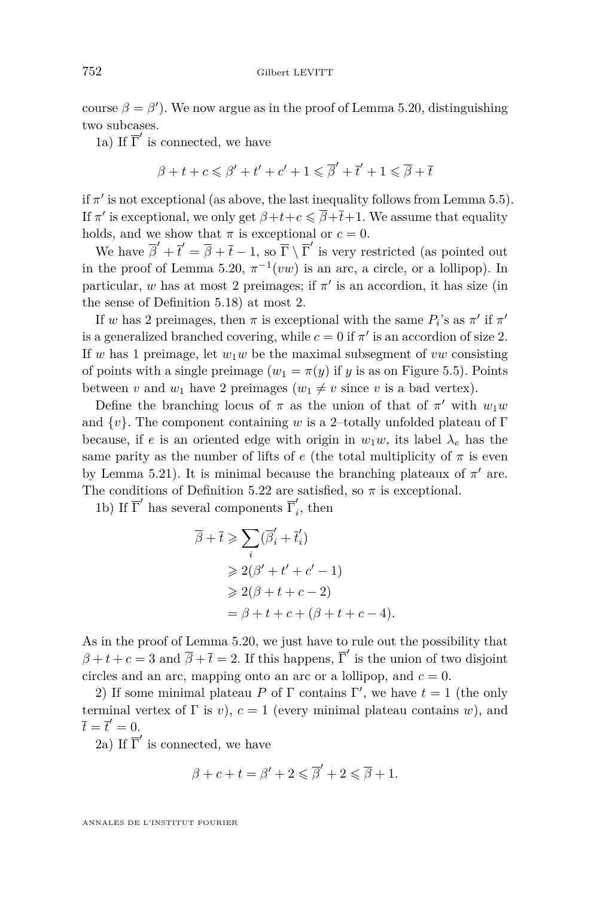course $\beta = \beta'$). We now argue as in the proof of Lemma 5.20, distinguishing two subcases.

1a) If $\overline{\Gamma}'$ is connected, we have

$$\beta + t + c \leqslant \beta' + t' + c' + 1 \leqslant \overline{\beta}' + \overline{t}' + 1 \leqslant \overline{\beta} + \overline{t}$$

if $\pi'$ is not exceptional (as above, the last inequality follows from Lemma 5.5). If $\pi'$ is exceptional, we only get $\beta+t+c \leqslant \overline{\beta}+\overline{t}+1$. We assume that equality holds, and we show that $\pi$ is exceptional or $c = 0$.

We have $\overline{\beta}' + \overline{t}' = \overline{\beta} + \overline{t} - 1$, so $\overline{\Gamma} \setminus \overline{\Gamma}'$ is very restricted (as pointed out in the proof of Lemma 5.20, $\pi^{-1}(vw)$ is an arc, a circle, or a lollipop). In particular, $w$ has at most 2 preimages; if $\pi'$ is an accordion, it has size (in the sense of Definition 5.18) at most 2.

If $w$ has 2 preimages, then $\pi$ is exceptional with the same $P_i$'s as $\pi'$ if $\pi'$ is a generalized branched covering, while $c = 0$ if $\pi'$ is an accordion of size 2. If $w$ has 1 preimage, let $w_1 w$ be the maximal subsegment of $vw$ consisting of points with a single preimage ($w_1 = \pi(y)$ if $y$ is as on Figure 5.5). Points between $v$ and $w_1$ have 2 preimages ($w_1 \neq v$ since $v$ is a bad vertex).

Define the branching locus of $\pi$ as the union of that of $\pi'$ with $w_1 w$ and $\{v\}$. The component containing $w$ is a 2–totally unfolded plateau of $\Gamma$ because, if $e$ is an oriented edge with origin in $w_1 w$, its label $\lambda_e$ has the same parity as the number of lifts of $e$ (the total multiplicity of $\pi$ is even by Lemma 5.21). It is minimal because the branching plateaux of $\pi'$ are. The conditions of Definition 5.22 are satisfied, so $\pi$ is exceptional.

1b) If $\overline{\Gamma}'$ has several components $\overline{\Gamma}'_i$, then

$$\begin{aligned}
\overline{\beta} + \overline{t} &\geqslant \sum_i (\overline{\beta}'_i + \overline{t}'_i) \\
&\geqslant 2(\beta' + t' + c' - 1) \\
&\geqslant 2(\beta + t + c - 2) \\
&= \beta + t + c + (\beta + t + c - 4).
\end{aligned}$$

As in the proof of Lemma 5.20, we just have to rule out the possibility that $\beta + t + c = 3$ and $\overline{\beta} + \overline{t} = 2$. If this happens, $\overline{\Gamma}'$ is the union of two disjoint circles and an arc, mapping onto an arc or a lollipop, and $c = 0$.

2) If some minimal plateau $P$ of $\Gamma$ contains $\Gamma'$, we have $t = 1$ (the only terminal vertex of $\Gamma$ is $v$), $c = 1$ (every minimal plateau contains $w$), and $\overline{t} = \overline{t}' = 0$.

2a) If $\overline{\Gamma}'$ is connected, we have

$$\beta + c + t = \beta' + 2 \leqslant \overline{\beta}' + 2 \leqslant \overline{\beta} + 1.$$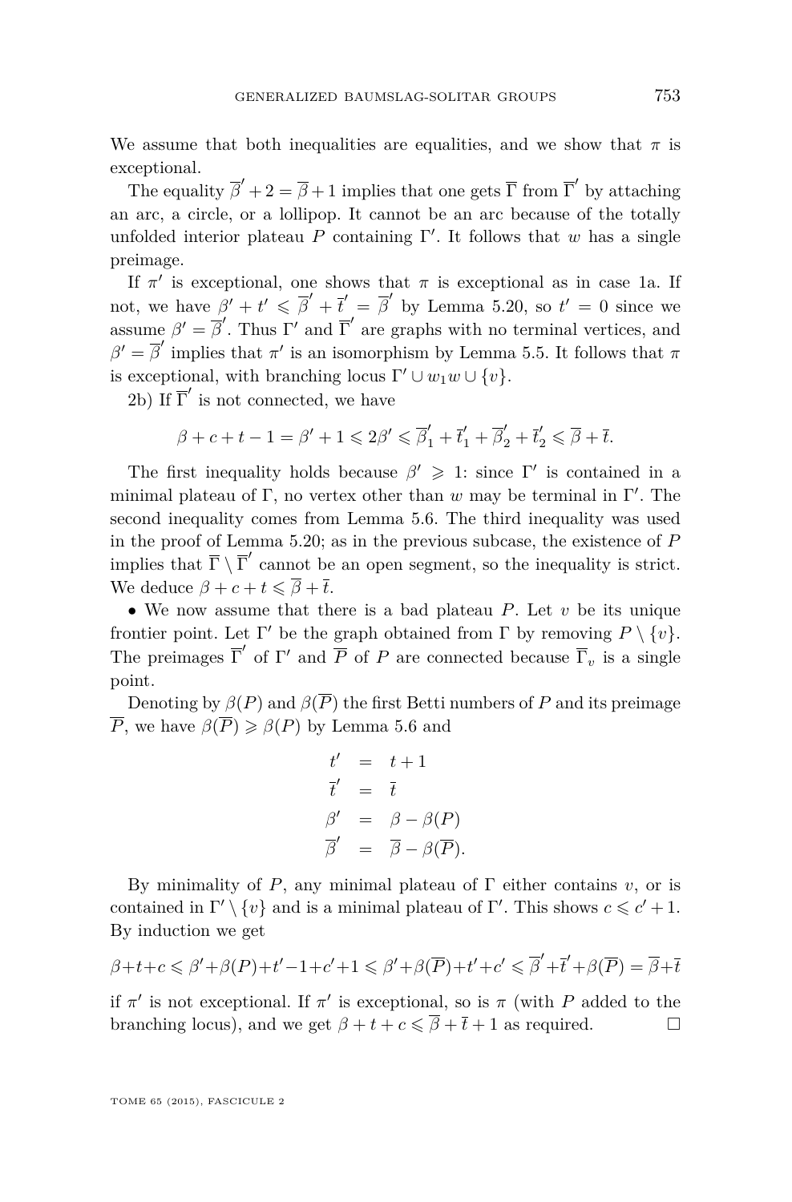We assume that both inequalities are equalities, and we show that $\pi$ is exceptional.

The equality $\overline{\beta}' + 2 = \overline{\beta} + 1$ implies that one gets $\overline{\Gamma}$ from $\overline{\Gamma}'$ by attaching an arc, a circle, or a lollipop. It cannot be an arc because of the totally unfolded interior plateau $P$ containing $\Gamma'$. It follows that $w$ has a single preimage.

If $\pi'$ is exceptional, one shows that $\pi$ is exceptional as in case 1a. If not, we have $\beta' + t' \leqslant \overline{\beta}' + \overline{t}' = \overline{\beta}'$ by Lemma 5.20, so $t' = 0$ since we assume $\beta' = \overline{\beta}'$. Thus $\Gamma'$ and $\overline{\Gamma}'$ are graphs with no terminal vertices, and $\beta' = \overline{\beta}'$ implies that $\pi'$ is an isomorphism by Lemma 5.5. It follows that $\pi$ is exceptional, with branching locus $\Gamma' \cup w_1 w \cup \{v\}$.

2b) If $\overline{\Gamma}'$ is not connected, we have

$$\beta + c + t - 1 = \beta' + 1 \leqslant 2\beta' \leqslant \overline{\beta}'_1 + \overline{t}'_1 + \overline{\beta}'_2 + \overline{t}'_2 \leqslant \overline{\beta} + \overline{t}.$$

The first inequality holds because $\beta' \geqslant 1$: since $\Gamma'$ is contained in a minimal plateau of $\Gamma$, no vertex other than $w$ may be terminal in $\Gamma'$. The second inequality comes from Lemma 5.6. The third inequality was used in the proof of Lemma 5.20; as in the previous subcase, the existence of $P$ implies that $\overline{\Gamma} \setminus \overline{\Gamma}'$ cannot be an open segment, so the inequality is strict. We deduce $\beta + c + t \leqslant \overline{\beta} + \overline{t}$.

• We now assume that there is a bad plateau $P$. Let $v$ be its unique frontier point. Let $\Gamma'$ be the graph obtained from $\Gamma$ by removing $P \setminus \{v\}$. The preimages $\overline{\Gamma}'$ of $\Gamma'$ and $\overline{P}$ of $P$ are connected because $\overline{\Gamma}_v$ is a single point.

Denoting by $\beta(P)$ and $\beta(\overline{P})$ the first Betti numbers of $P$ and its preimage $\overline{P}$, we have $\beta(\overline{P}) \geqslant \beta(P)$ by Lemma 5.6 and

$$\begin{aligned} t' &= t+1 \\ \overline{t}' &= \overline{t} \\ \beta' &= \beta - \beta(P) \\ \overline{\beta}' &= \overline{\beta} - \beta(\overline{P}). \end{aligned}$$

By minimality of $P$, any minimal plateau of $\Gamma$ either contains $v$, or is contained in $\Gamma' \setminus \{v\}$ and is a minimal plateau of $\Gamma'$. This shows $c \leqslant c' + 1$. By induction we get

$$\beta + t + c \leqslant \beta' + \beta(P) + t' - 1 + c' + 1 \leqslant \beta' + \beta(\overline{P}) + t' + c' \leqslant \overline{\beta}' + \overline{t}' + \beta(\overline{P}) = \overline{\beta} + \overline{t}$$

if $\pi'$ is not exceptional. If $\pi'$ is exceptional, so is $\pi$ (with $P$ added to the branching locus), and we get $\beta + t + c \leqslant \overline{\beta} + \overline{t} + 1$ as required. □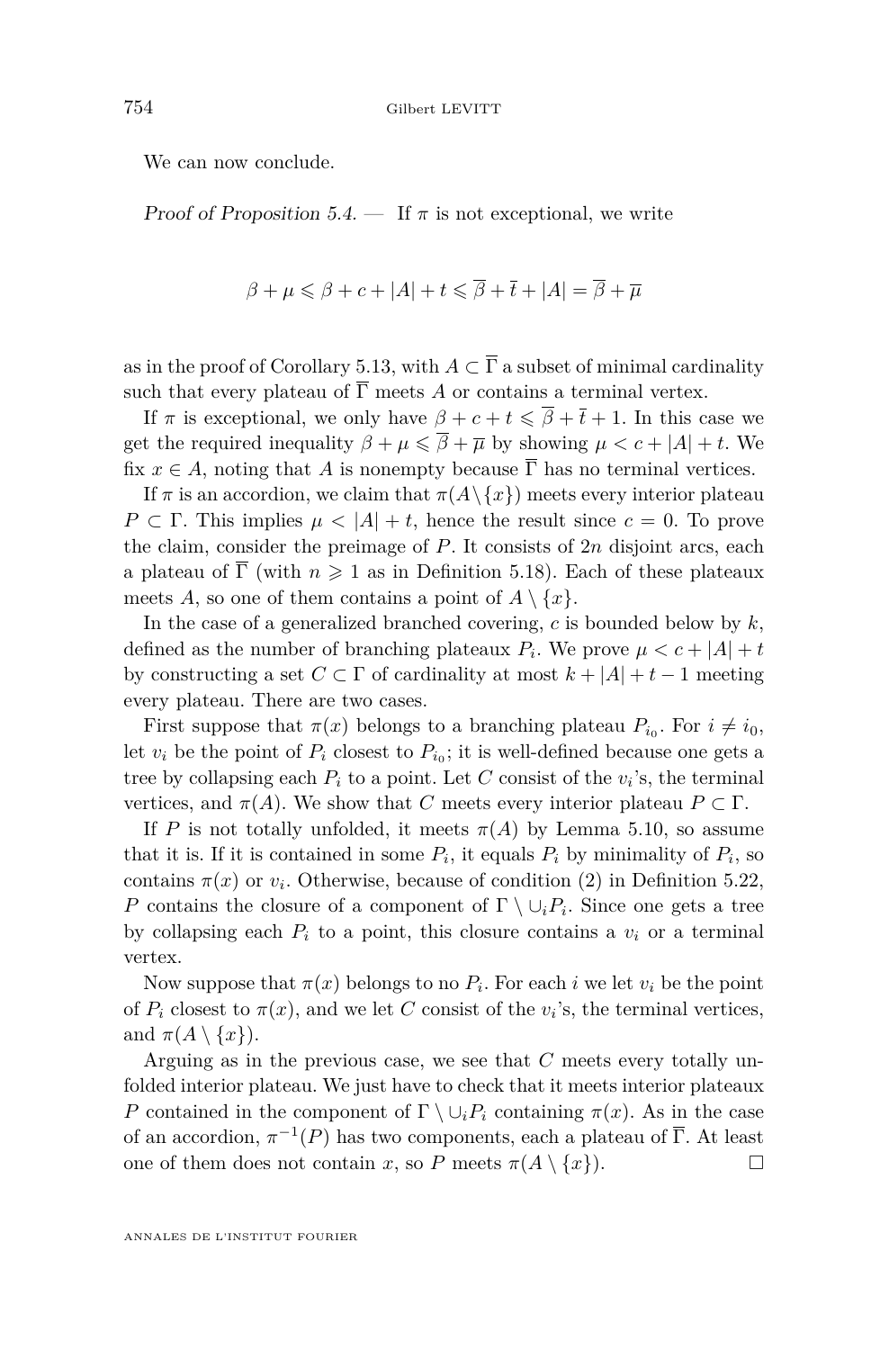We can now conclude.

*Proof of Proposition 5.4.* — If $\pi$ is not exceptional, we write

$$\beta + \mu \leqslant \beta + c + |A| + t \leqslant \overline{\beta} + \overline{t} + |A| = \overline{\beta} + \overline{\mu}$$

as in the proof of Corollary 5.13, with $A \subset \overline{\Gamma}$ a subset of minimal cardinality such that every plateau of $\overline{\Gamma}$ meets $A$ or contains a terminal vertex.

If $\pi$ is exceptional, we only have $\beta + c + t \leqslant \overline{\beta} + \overline{t} + 1$. In this case we get the required inequality $\beta + \mu \leqslant \overline{\beta} + \overline{\mu}$ by showing $\mu < c + |A| + t$. We fix $x \in A$, noting that $A$ is nonempty because $\overline{\Gamma}$ has no terminal vertices.

If $\pi$ is an accordion, we claim that $\pi(A \setminus \{x\})$ meets every interior plateau $P \subset \Gamma$. This implies $\mu < |A| + t$, hence the result since $c = 0$. To prove the claim, consider the preimage of $P$. It consists of $2n$ disjoint arcs, each a plateau of $\overline{\Gamma}$ (with $n \geqslant 1$ as in Definition 5.18). Each of these plateaus meets $A$, so one of them contains a point of $A \setminus \{x\}$.

In the case of a generalized branched covering, $c$ is bounded below by $k$, defined as the number of branching plateaus $P_i$. We prove $\mu < c + |A| + t$ by constructing a set $C \subset \Gamma$ of cardinality at most $k + |A| + t - 1$ meeting every plateau. There are two cases.

First suppose that $\pi(x)$ belongs to a branching plateau $P_{i_0}$. For $i \neq i_0$, let $v_i$ be the point of $P_i$ closest to $P_{i_0}$; it is well-defined because one gets a tree by collapsing each $P_i$ to a point. Let $C$ consist of the $v_i$'s, the terminal vertices, and $\pi(A)$. We show that $C$ meets every interior plateau $P \subset \Gamma$.

If $P$ is not totally unfolded, it meets $\pi(A)$ by Lemma 5.10, so assume that it is. If it is contained in some $P_i$, it equals $P_i$ by minimality of $P_i$, so contains $\pi(x)$ or $v_i$. Otherwise, because of condition (2) in Definition 5.22, $P$ contains the closure of a component of $\Gamma \setminus \cup_i P_i$. Since one gets a tree by collapsing each $P_i$ to a point, this closure contains a $v_i$ or a terminal vertex.

Now suppose that $\pi(x)$ belongs to no $P_i$. For each $i$ we let $v_i$ be the point of $P_i$ closest to $\pi(x)$, and we let $C$ consist of the $v_i$'s, the terminal vertices, and $\pi(A \setminus \{x\})$.

Arguing as in the previous case, we see that $C$ meets every totally unfolded interior plateau. We just have to check that it meets interior plateaus $P$ contained in the component of $\Gamma \setminus \cup_i P_i$ containing $\pi(x)$. As in the case of an accordion, $\pi^{-1}(P)$ has two components, each a plateau of $\overline{\Gamma}$. At least one of them does not contain $x$, so $P$ meets $\pi(A \setminus \{x\})$. $\square$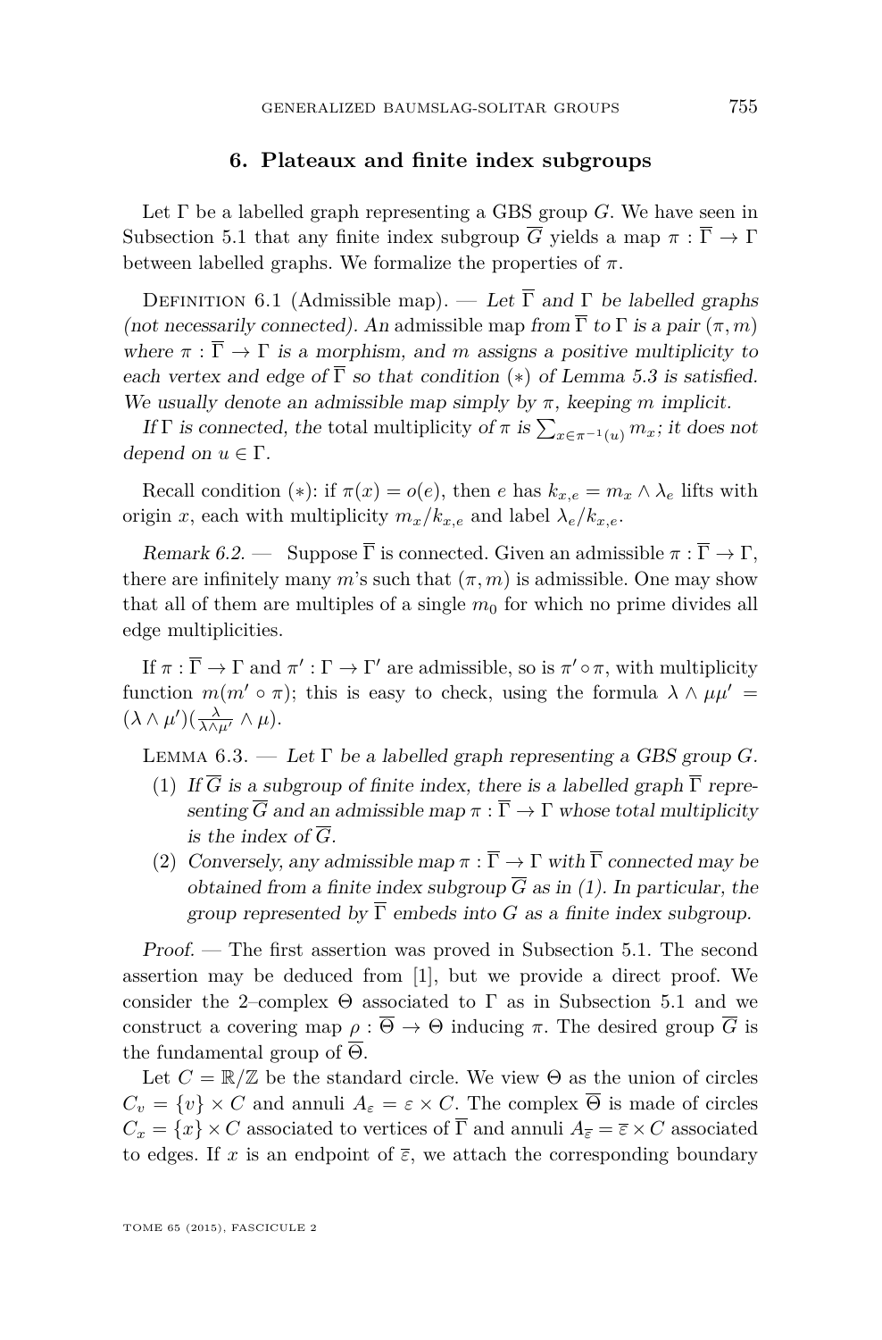## 6. Plateaux and finite index subgroups

Let $\Gamma$ be a labelled graph representing a GBS group $G$. We have seen in Subsection 5.1 that any finite index subgroup $\overline{G}$ yields a map $\pi : \overline{\Gamma} \to \Gamma$ between labelled graphs. We formalize the properties of $\pi$.

Definition 6.1 (Admissible map). — *Let $\overline{\Gamma}$ and $\Gamma$ be labelled graphs (not necessarily connected). An* admissible map *from $\overline{\Gamma}$ to $\Gamma$ is a pair $(\pi, m)$ where $\pi : \overline{\Gamma} \to \Gamma$ is a morphism, and $m$ assigns a positive multiplicity to each vertex and edge of $\overline{\Gamma}$ so that condition $(*)$ of Lemma 5.3 is satisfied. We usually denote an admissible map simply by $\pi$, keeping $m$ implicit.*

*If $\Gamma$ is connected, the* total multiplicity *of $\pi$ is $\sum_{x\in\pi^{-1}(u)} m_x$; it does not depend on $u \in \Gamma$.*

Recall condition $(*)$: if $\pi(x) = o(e)$, then $e$ has $k_{x,e} = m_x \wedge \lambda_e$ lifts with origin $x$, each with multiplicity $m_x/k_{x,e}$ and label $\lambda_e/k_{x,e}$.

*Remark 6.2.* — Suppose $\overline{\Gamma}$ is connected. Given an admissible $\pi : \overline{\Gamma} \to \Gamma$, there are infinitely many $m$'s such that $(\pi, m)$ is admissible. One may show that all of them are multiples of a single $m_0$ for which no prime divides all edge multiplicities.

If $\pi : \overline{\Gamma} \to \Gamma$ and $\pi' : \Gamma \to \Gamma'$ are admissible, so is $\pi' \circ \pi$, with multiplicity function $m(m' \circ \pi)$; this is easy to check, using the formula $\lambda \wedge \mu\mu' = (\lambda \wedge \mu')(\frac{\lambda}{\lambda\wedge\mu'} \wedge \mu)$.

Lemma 6.3. — *Let $\Gamma$ be a labelled graph representing a GBS group $G$.*

1. *If $\overline{G}$ is a subgroup of finite index, there is a labelled graph $\overline{\Gamma}$ representing $\overline{G}$ and an admissible map $\pi : \overline{\Gamma} \to \Gamma$ whose total multiplicity is the index of $\overline{G}$.*
2. *Conversely, any admissible map $\pi : \overline{\Gamma} \to \Gamma$ with $\overline{\Gamma}$ connected may be obtained from a finite index subgroup $\overline{G}$ as in (1). In particular, the group represented by $\overline{\Gamma}$ embeds into $G$ as a finite index subgroup.*

*Proof.* — The first assertion was proved in Subsection 5.1. The second assertion may be deduced from [1], but we provide a direct proof. We consider the 2–complex $\Theta$ associated to $\Gamma$ as in Subsection 5.1 and we construct a covering map $\rho : \overline{\Theta} \to \Theta$ inducing $\pi$. The desired group $\overline{G}$ is the fundamental group of $\overline{\Theta}$.

Let $C = \mathbb{R}/\mathbb{Z}$ be the standard circle. We view $\Theta$ as the union of circles $C_v = \{v\} \times C$ and annuli $A_\varepsilon = \varepsilon \times C$. The complex $\overline{\Theta}$ is made of circles $C_x = \{x\} \times C$ associated to vertices of $\overline{\Gamma}$ and annuli $A_{\overline{\varepsilon}} = \overline{\varepsilon} \times C$ associated to edges. If $x$ is an endpoint of $\overline{\varepsilon}$, we attach the corresponding boundary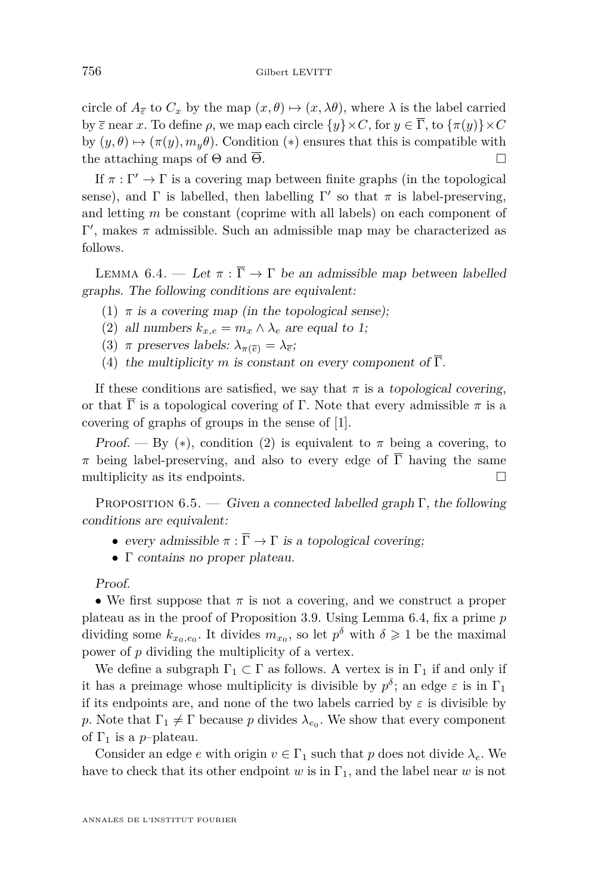circle of $A_{\overline{\varepsilon}}$ to $C_x$ by the map $(x, \theta) \mapsto (x, \lambda\theta)$, where $\lambda$ is the label carried by $\overline{\varepsilon}$ near $x$. To define $\rho$, we map each circle $\{y\} \times C$, for $y \in \overline{\Gamma}$, to $\{\pi(y)\} \times C$ by $(y, \theta) \mapsto (\pi(y), m_y \theta)$. Condition $(*)$ ensures that this is compatible with the attaching maps of $\Theta$ and $\overline{\Theta}$. $\square$

If $\pi : \Gamma' \to \Gamma$ is a covering map between finite graphs (in the topological sense), and $\Gamma$ is labelled, then labelling $\Gamma'$ so that $\pi$ is label-preserving, and letting $m$ be constant (coprime with all labels) on each component of $\Gamma'$, makes $\pi$ admissible. Such an admissible map may be characterized as follows.

Lemma 6.4. — *Let $\pi : \overline{\Gamma} \to \Gamma$ be an admissible map between labelled graphs. The following conditions are equivalent:*

1. *$\pi$ is a covering map (in the topological sense);*
2. *all numbers $k_{x,e} = m_x \wedge \lambda_e$ are equal to 1;*
3. *$\pi$ preserves labels: $\lambda_{\pi(\overline{e})} = \lambda_{\overline{e}}$;*
4. *the multiplicity $m$ is constant on every component of $\overline{\Gamma}$.*

If these conditions are satisfied, we say that $\pi$ is a *topological covering*, or that $\overline{\Gamma}$ is a topological covering of $\Gamma$. Note that every admissible $\pi$ is a covering of graphs of groups in the sense of [1].

*Proof.* — By $(*)$, condition (2) is equivalent to $\pi$ being a covering, to $\pi$ being label-preserving, and also to every edge of $\overline{\Gamma}$ having the same multiplicity as its endpoints. $\square$

Proposition 6.5. — *Given a connected labelled graph $\Gamma$, the following conditions are equivalent:*

- *every admissible $\pi : \overline{\Gamma} \to \Gamma$ is a topological covering;*
- *$\Gamma$ contains no proper plateau.*

*Proof.*

• We first suppose that $\pi$ is not a covering, and we construct a proper plateau as in the proof of Proposition 3.9. Using Lemma 6.4, fix a prime $p$ dividing some $k_{x_0,e_0}$. It divides $m_{x_0}$, so let $p^\delta$ with $\delta \geqslant 1$ be the maximal power of $p$ dividing the multiplicity of a vertex.

We define a subgraph $\Gamma_1 \subset \Gamma$ as follows. A vertex is in $\Gamma_1$ if and only if it has a preimage whose multiplicity is divisible by $p^\delta$; an edge $\varepsilon$ is in $\Gamma_1$ if its endpoints are, and none of the two labels carried by $\varepsilon$ is divisible by $p$. Note that $\Gamma_1 \neq \Gamma$ because $p$ divides $\lambda_{e_0}$. We show that every component of $\Gamma_1$ is a $p$–plateau.

Consider an edge $e$ with origin $v \in \Gamma_1$ such that $p$ does not divide $\lambda_e$. We have to check that its other endpoint $w$ is in $\Gamma_1$, and the label near $w$ is not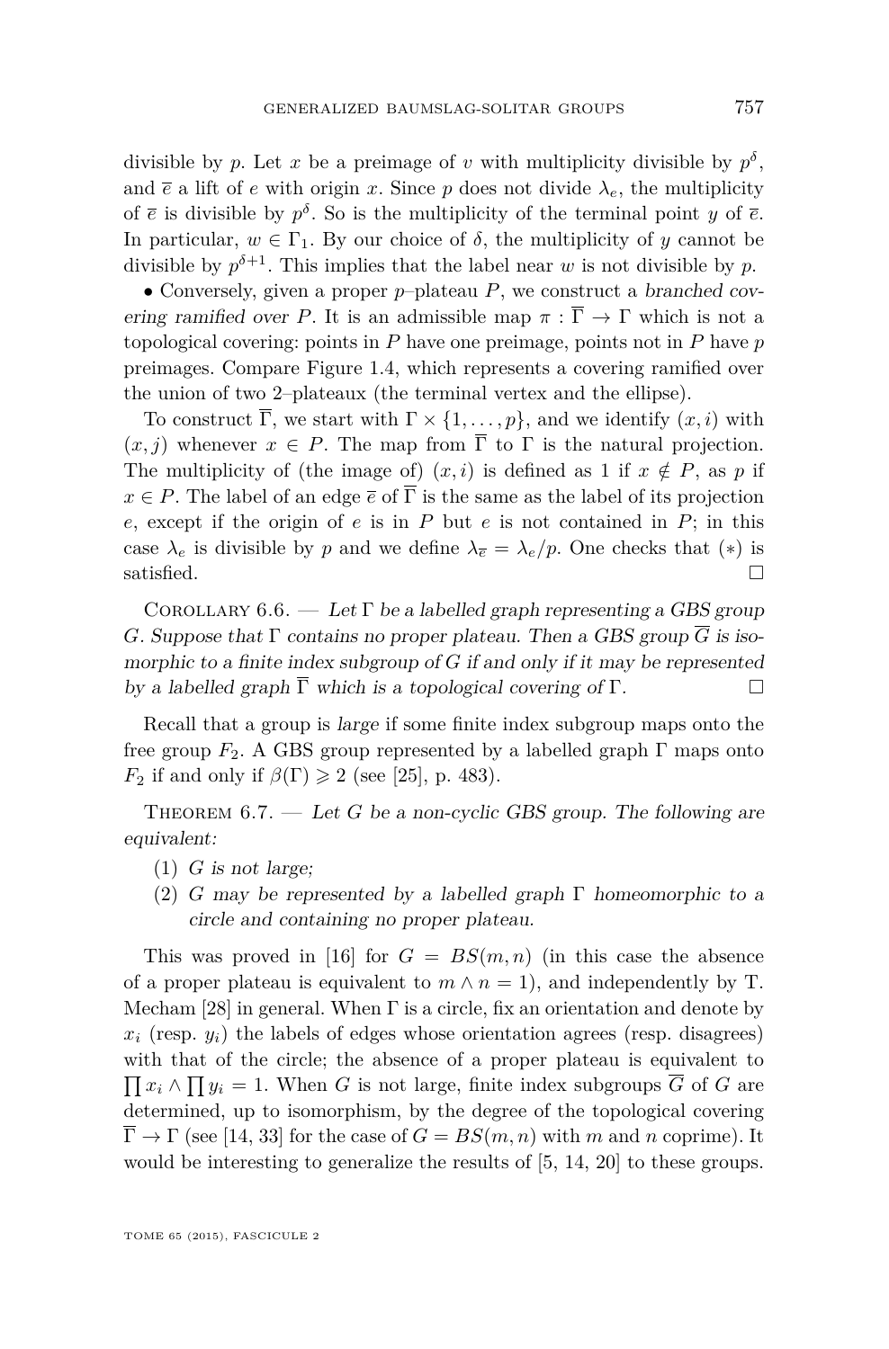divisible by $p$. Let $x$ be a preimage of $v$ with multiplicity divisible by $p^\delta$, and $\overline{e}$ a lift of $e$ with origin $x$. Since $p$ does not divide $\lambda_e$, the multiplicity of $\overline{e}$ is divisible by $p^\delta$. So is the multiplicity of the terminal point $y$ of $\overline{e}$. In particular, $w \in \Gamma_1$. By our choice of $\delta$, the multiplicity of $y$ cannot be divisible by $p^{\delta+1}$. This implies that the label near $w$ is not divisible by $p$.

• Conversely, given a proper $p$–plateau $P$, we construct a *branched covering ramified over* $P$. It is an admissible map $\pi : \overline{\Gamma} \to \Gamma$ which is not a topological covering: points in $P$ have one preimage, points not in $P$ have $p$ preimages. Compare Figure 1.4, which represents a covering ramified over the union of two 2–plateaux (the terminal vertex and the ellipse).

To construct $\overline{\Gamma}$, we start with $\Gamma \times \{1, \dots, p\}$, and we identify $(x, i)$ with $(x, j)$ whenever $x \in P$. The map from $\overline{\Gamma}$ to $\Gamma$ is the natural projection. The multiplicity of (the image of) $(x, i)$ is defined as 1 if $x \notin P$, as $p$ if $x \in P$. The label of an edge $\overline{e}$ of $\overline{\Gamma}$ is the same as the label of its projection $e$, except if the origin of $e$ is in $P$ but $e$ is not contained in $P$; in this case $\lambda_e$ is divisible by $p$ and we define $\lambda_{\overline{e}} = \lambda_e / p$. One checks that $(*)$ is satisfied. □

Corollary 6.6. — *Let $\Gamma$ be a labelled graph representing a GBS group $G$. Suppose that $\Gamma$ contains no proper plateau. Then a GBS group $\overline{G}$ is isomorphic to a finite index subgroup of $G$ if and only if it may be represented by a labelled graph $\overline{\Gamma}$ which is a topological covering of $\Gamma$.* □

Recall that a group is *large* if some finite index subgroup maps onto the free group $F_2$. A GBS group represented by a labelled graph $\Gamma$ maps onto $F_2$ if and only if $\beta(\Gamma) \geqslant 2$ (see [25], p. 483).

Theorem 6.7. — *Let $G$ be a non-cyclic GBS group. The following are equivalent:*

1. *$G$ is not large;*
2. *$G$ may be represented by a labelled graph $\Gamma$ homeomorphic to a circle and containing no proper plateau.*

This was proved in [16] for $G = BS(m, n)$ (in this case the absence of a proper plateau is equivalent to $m \wedge n = 1$), and independently by T. Mecham [28] in general. When $\Gamma$ is a circle, fix an orientation and denote by $x_i$ (resp. $y_i$) the labels of edges whose orientation agrees (resp. disagrees) with that of the circle; the absence of a proper plateau is equivalent to $\prod x_i \wedge \prod y_i = 1$. When $G$ is not large, finite index subgroups $\overline{G}$ of $G$ are determined, up to isomorphism, by the degree of the topological covering $\overline{\Gamma} \to \Gamma$ (see [14, 33] for the case of $G = BS(m, n)$ with $m$ and $n$ coprime). It would be interesting to generalize the results of [5, 14, 20] to these groups.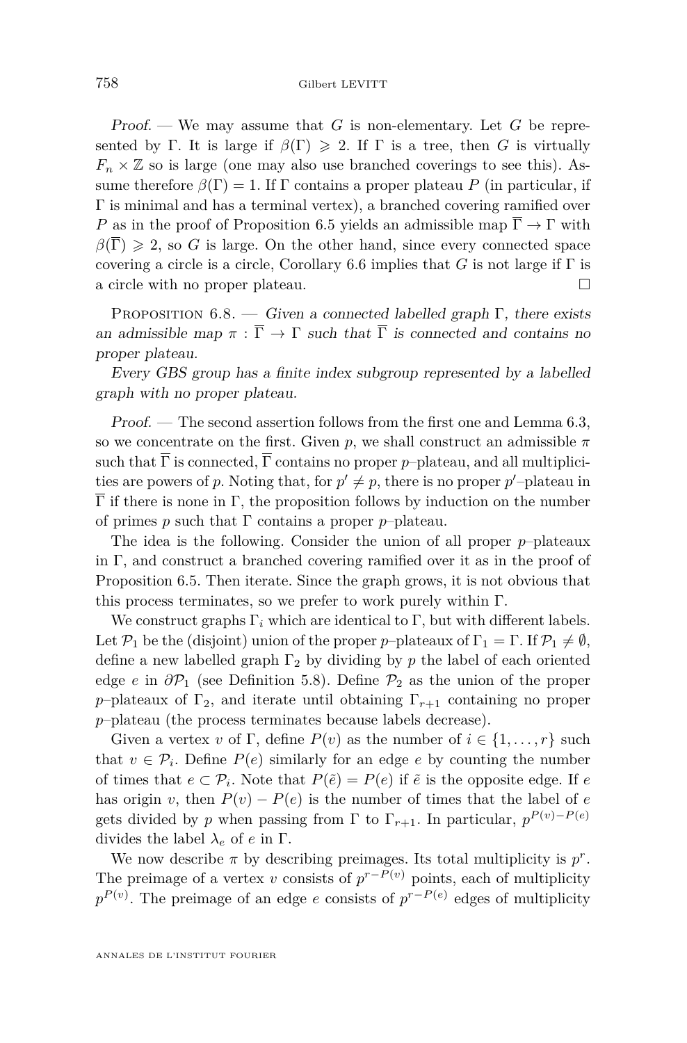*Proof.* — We may assume that $G$ is non-elementary. Let $G$ be represented by $\Gamma$. It is large if $\beta(\Gamma) \geqslant 2$. If $\Gamma$ is a tree, then $G$ is virtually $F_n \times \mathbb{Z}$ so is large (one may also use branched coverings to see this). Assume therefore $\beta(\Gamma) = 1$. If $\Gamma$ contains a proper plateau $P$ (in particular, if $\Gamma$ is minimal and has a terminal vertex), a branched covering ramified over $P$ as in the proof of Proposition 6.5 yields an admissible map $\overline{\Gamma} \to \Gamma$ with $\beta(\overline{\Gamma}) \geqslant 2$, so $G$ is large. On the other hand, since every connected space covering a circle is a circle, Corollary 6.6 implies that $G$ is not large if $\Gamma$ is a circle with no proper plateau. □

Proposition 6.8. — *Given a connected labelled graph $\Gamma$, there exists an admissible map $\pi : \overline{\Gamma} \to \Gamma$ such that $\overline{\Gamma}$ is connected and contains no proper plateau.*

*Every GBS group has a finite index subgroup represented by a labelled graph with no proper plateau.*

*Proof.* — The second assertion follows from the first one and Lemma 6.3, so we concentrate on the first. Given $p$, we shall construct an admissible $\pi$ such that $\overline{\Gamma}$ is connected, $\overline{\Gamma}$ contains no proper $p$–plateau, and all multiplicities are powers of $p$. Noting that, for $p' \neq p$, there is no proper $p'$–plateau in $\overline{\Gamma}$ if there is none in $\Gamma$, the proposition follows by induction on the number of primes $p$ such that $\Gamma$ contains a proper $p$–plateau.

The idea is the following. Consider the union of all proper $p$–plateaux in $\Gamma$, and construct a branched covering ramified over it as in the proof of Proposition 6.5. Then iterate. Since the graph grows, it is not obvious that this process terminates, so we prefer to work purely within $\Gamma$.

We construct graphs $\Gamma_i$ which are identical to $\Gamma$, but with different labels. Let $\mathcal{P}_1$ be the (disjoint) union of the proper $p$–plateaux of $\Gamma_1 = \Gamma$. If $\mathcal{P}_1 \neq \emptyset$, define a new labelled graph $\Gamma_2$ by dividing by $p$ the label of each oriented edge $e$ in $\partial \mathcal{P}_1$ (see Definition 5.8). Define $\mathcal{P}_2$ as the union of the proper $p$–plateaux of $\Gamma_2$, and iterate until obtaining $\Gamma_{r+1}$ containing no proper $p$–plateau (the process terminates because labels decrease).

Given a vertex $v$ of $\Gamma$, define $P(v)$ as the number of $i \in \{1, \dots, r\}$ such that $v \in \mathcal{P}_i$. Define $P(e)$ similarly for an edge $e$ by counting the number of times that $e \subset \mathcal{P}_i$. Note that $P(\tilde{e}) = P(e)$ if $\tilde{e}$ is the opposite edge. If $e$ has origin $v$, then $P(v) - P(e)$ is the number of times that the label of $e$ gets divided by $p$ when passing from $\Gamma$ to $\Gamma_{r+1}$. In particular, $p^{P(v)-P(e)}$ divides the label $\lambda_e$ of $e$ in $\Gamma$.

We now describe $\pi$ by describing preimages. Its total multiplicity is $p^r$. The preimage of a vertex $v$ consists of $p^{r-P(v)}$ points, each of multiplicity $p^{P(v)}$. The preimage of an edge $e$ consists of $p^{r-P(e)}$ edges of multiplicity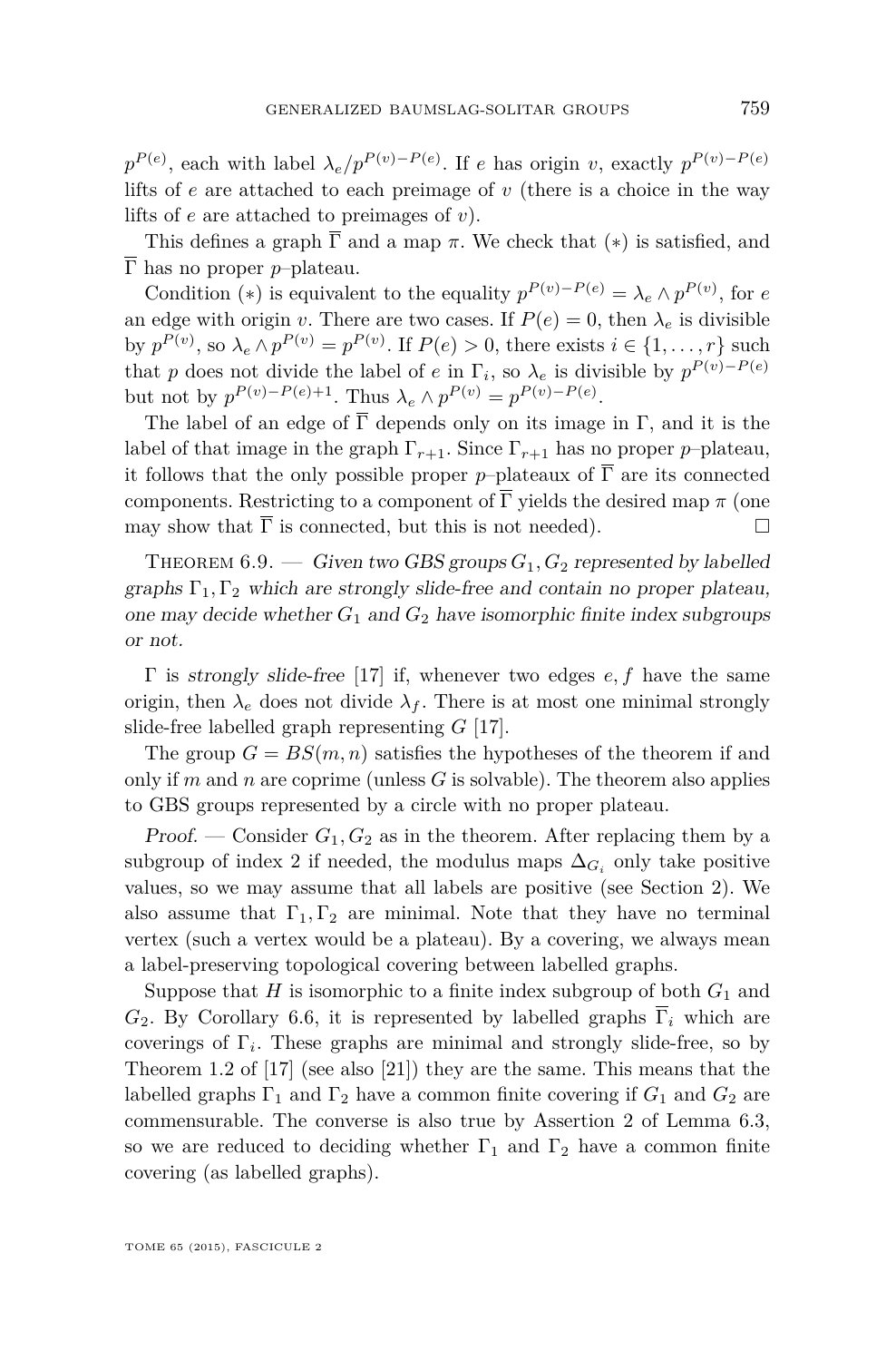$p^{P(e)}$, each with label $\lambda_e/p^{P(v)-P(e)}$. If $e$ has origin $v$, exactly $p^{P(v)-P(e)}$ lifts of $e$ are attached to each preimage of $v$ (there is a choice in the way lifts of $e$ are attached to preimages of $v$).

This defines a graph $\overline{\Gamma}$ and a map $\pi$. We check that $(*)$ is satisfied, and $\overline{\Gamma}$ has no proper $p$–plateau.

Condition $(*)$ is equivalent to the equality $p^{P(v)-P(e)} = \lambda_e \wedge p^{P(v)}$, for $e$ an edge with origin $v$. There are two cases. If $P(e) = 0$, then $\lambda_e$ is divisible by $p^{P(v)}$, so $\lambda_e \wedge p^{P(v)} = p^{P(v)}$. If $P(e) > 0$, there exists $i \in \{1, \ldots, r\}$ such that $p$ does not divide the label of $e$ in $\Gamma_i$, so $\lambda_e$ is divisible by $p^{P(v)-P(e)}$ but not by $p^{P(v)-P(e)+1}$. Thus $\lambda_e \wedge p^{P(v)} = p^{P(v)-P(e)}$.

The label of an edge of $\overline{\Gamma}$ depends only on its image in $\Gamma$, and it is the label of that image in the graph $\Gamma_{r+1}$. Since $\Gamma_{r+1}$ has no proper $p$–plateau, it follows that the only possible proper $p$–plateaux of $\overline{\Gamma}$ are its connected components. Restricting to a component of $\overline{\Gamma}$ yields the desired map $\pi$ (one may show that $\overline{\Gamma}$ is connected, but this is not needed). □

Theorem 6.9. — *Given two GBS groups $G_1, G_2$ represented by labelled graphs $\Gamma_1, \Gamma_2$ which are strongly slide-free and contain no proper plateau, one may decide whether $G_1$ and $G_2$ have isomorphic finite index subgroups or not.*

$\Gamma$ is *strongly slide-free* [17] if, whenever two edges $e, f$ have the same origin, then $\lambda_e$ does not divide $\lambda_f$. There is at most one minimal strongly slide-free labelled graph representing $G$ [17].

The group $G = BS(m, n)$ satisfies the hypotheses of the theorem if and only if $m$ and $n$ are coprime (unless $G$ is solvable). The theorem also applies to GBS groups represented by a circle with no proper plateau.

*Proof.* — Consider $G_1, G_2$ as in the theorem. After replacing them by a subgroup of index 2 if needed, the modulus maps $\Delta_{G_i}$ only take positive values, so we may assume that all labels are positive (see Section 2). We also assume that $\Gamma_1, \Gamma_2$ are minimal. Note that they have no terminal vertex (such a vertex would be a plateau). By a covering, we always mean a label-preserving topological covering between labelled graphs.

Suppose that $H$ is isomorphic to a finite index subgroup of both $G_1$ and $G_2$. By Corollary 6.6, it is represented by labelled graphs $\overline{\Gamma}_i$ which are coverings of $\Gamma_i$. These graphs are minimal and strongly slide-free, so by Theorem 1.2 of [17] (see also [21]) they are the same. This means that the labelled graphs $\Gamma_1$ and $\Gamma_2$ have a common finite covering if $G_1$ and $G_2$ are commensurable. The converse is also true by Assertion 2 of Lemma 6.3, so we are reduced to deciding whether $\Gamma_1$ and $\Gamma_2$ have a common finite covering (as labelled graphs).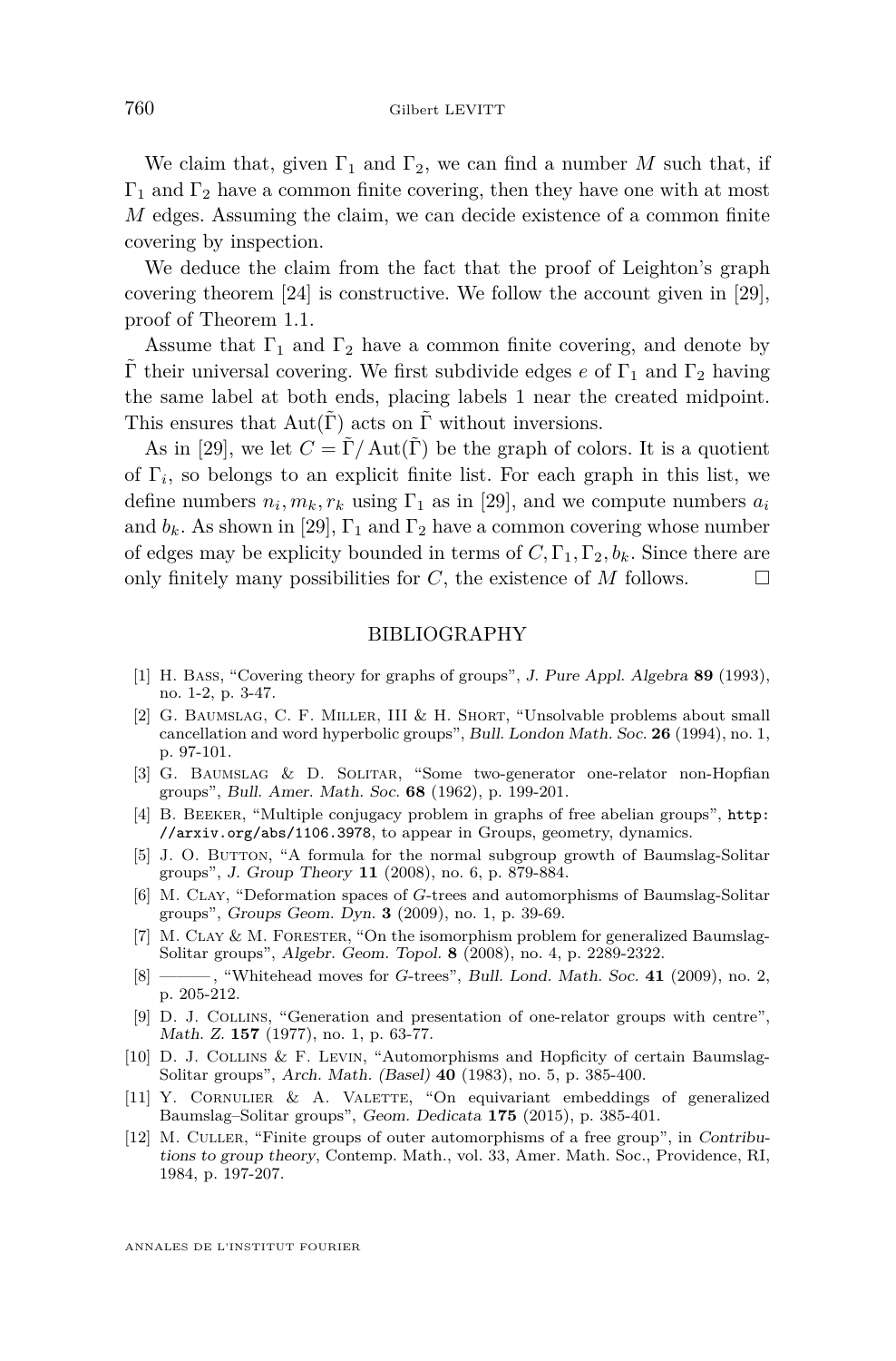We claim that, given $\Gamma_1$ and $\Gamma_2$, we can find a number $M$ such that, if $\Gamma_1$ and $\Gamma_2$ have a common finite covering, then they have one with at most $M$ edges. Assuming the claim, we can decide existence of a common finite covering by inspection.

We deduce the claim from the fact that the proof of Leighton's graph covering theorem [24] is constructive. We follow the account given in [29], proof of Theorem 1.1.

Assume that $\Gamma_1$ and $\Gamma_2$ have a common finite covering, and denote by $\tilde{\Gamma}$ their universal covering. We first subdivide edges $e$ of $\Gamma_1$ and $\Gamma_2$ having the same label at both ends, placing labels 1 near the created midpoint. This ensures that $\operatorname{Aut}(\tilde{\Gamma})$ acts on $\tilde{\Gamma}$ without inversions.

As in [29], we let $C = \tilde{\Gamma}/\operatorname{Aut}(\tilde{\Gamma})$ be the graph of colors. It is a quotient of $\Gamma_i$, so belongs to an explicit finite list. For each graph in this list, we define numbers $n_i, m_k, r_k$ using $\Gamma_1$ as in [29], and we compute numbers $a_i$ and $b_k$. As shown in [29], $\Gamma_1$ and $\Gamma_2$ have a common covering whose number of edges may be explicity bounded in terms of $C, \Gamma_1, \Gamma_2, b_k$. Since there are only finitely many possibilities for $C$, the existence of $M$ follows. □

## BIBLIOGRAPHY

[1] H. Bass, "Covering theory for graphs of groups", *J. Pure Appl. Algebra* **89** (1993), no. 1-2, p. 3-47.

[2] G. Baumslag, C. F. Miller, III & H. Short, "Unsolvable problems about small cancellation and word hyperbolic groups", *Bull. London Math. Soc.* **26** (1994), no. 1, p. 97-101.

[3] G. Baumslag & D. Solitar, "Some two-generator one-relator non-Hopfian groups", *Bull. Amer. Math. Soc.* **68** (1962), p. 199-201.

[4] B. Beeker, "Multiple conjugacy problem in graphs of free abelian groups", http://arxiv.org/abs/1106.3978, to appear in Groups, geometry, dynamics.

[5] J. O. Button, "A formula for the normal subgroup growth of Baumslag-Solitar groups", *J. Group Theory* **11** (2008), no. 6, p. 879-884.

[6] M. Clay, "Deformation spaces of $G$-trees and automorphisms of Baumslag-Solitar groups", *Groups Geom. Dyn.* **3** (2009), no. 1, p. 39-69.

[7] M. Clay & M. Forester, "On the isomorphism problem for generalized Baumslag-Solitar groups", *Algebr. Geom. Topol.* **8** (2008), no. 4, p. 2289-2322.

[8] ———, "Whitehead moves for $G$-trees", *Bull. Lond. Math. Soc.* **41** (2009), no. 2, p. 205-212.

[9] D. J. Collins, "Generation and presentation of one-relator groups with centre", *Math. Z.* **157** (1977), no. 1, p. 63-77.

[10] D. J. Collins & F. Levin, "Automorphisms and Hopficity of certain Baumslag-Solitar groups", *Arch. Math. (Basel)* **40** (1983), no. 5, p. 385-400.

[11] Y. Cornulier & A. Valette, "On equivariant embeddings of generalized Baumslag–Solitar groups", *Geom. Dedicata* **175** (2015), p. 385-401.

[12] M. Culler, "Finite groups of outer automorphisms of a free group", in *Contributions to group theory*, Contemp. Math., vol. 33, Amer. Math. Soc., Providence, RI, 1984, p. 197-207.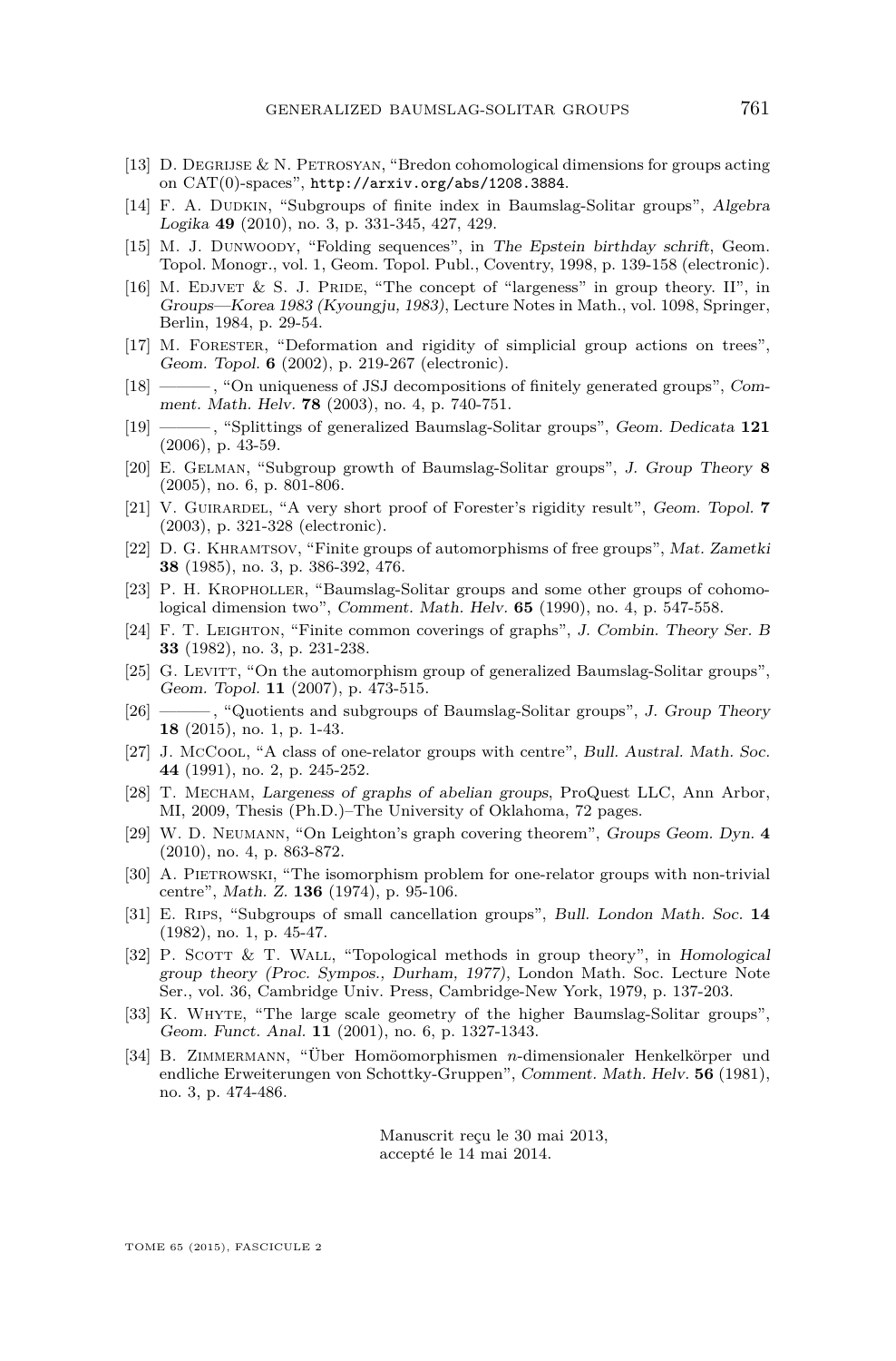[13] D. Degrijse & N. Petrosyan, "Bredon cohomological dimensions for groups acting on CAT(0)-spaces", http://arxiv.org/abs/1208.3884.

[14] F. A. Dudkin, "Subgroups of finite index in Baumslag-Solitar groups", *Algebra Logika* **49** (2010), no. 3, p. 331-345, 427, 429.

[15] M. J. Dunwoody, "Folding sequences", in *The Epstein birthday schrift*, Geom. Topol. Monogr., vol. 1, Geom. Topol. Publ., Coventry, 1998, p. 139-158 (electronic).

[16] M. Edjvet & S. J. Pride, "The concept of "largeness" in group theory. II", in *Groups—Korea 1983 (Kyoungju, 1983)*, Lecture Notes in Math., vol. 1098, Springer, Berlin, 1984, p. 29-54.

[17] M. Forester, "Deformation and rigidity of simplicial group actions on trees", *Geom. Topol.* **6** (2002), p. 219-267 (electronic).

[18] ———, "On uniqueness of JSJ decompositions of finitely generated groups", *Comment. Math. Helv.* **78** (2003), no. 4, p. 740-751.

[19] ———, "Splittings of generalized Baumslag-Solitar groups", *Geom. Dedicata* **121** (2006), p. 43-59.

[20] E. Gelman, "Subgroup growth of Baumslag-Solitar groups", *J. Group Theory* **8** (2005), no. 6, p. 801-806.

[21] V. Guirardel, "A very short proof of Forester's rigidity result", *Geom. Topol.* **7** (2003), p. 321-328 (electronic).

[22] D. G. Khramtsov, "Finite groups of automorphisms of free groups", *Mat. Zametki* **38** (1985), no. 3, p. 386-392, 476.

[23] P. H. Kropholler, "Baumslag-Solitar groups and some other groups of cohomological dimension two", *Comment. Math. Helv.* **65** (1990), no. 4, p. 547-558.

[24] F. T. Leighton, "Finite common coverings of graphs", *J. Combin. Theory Ser. B* **33** (1982), no. 3, p. 231-238.

[25] G. Levitt, "On the automorphism group of generalized Baumslag-Solitar groups", *Geom. Topol.* **11** (2007), p. 473-515.

[26] ———, "Quotients and subgroups of Baumslag-Solitar groups", *J. Group Theory* **18** (2015), no. 1, p. 1-43.

[27] J. McCool, "A class of one-relator groups with centre", *Bull. Austral. Math. Soc.* **44** (1991), no. 2, p. 245-252.

[28] T. Mecham, *Largeness of graphs of abelian groups*, ProQuest LLC, Ann Arbor, MI, 2009, Thesis (Ph.D.)–The University of Oklahoma, 72 pages.

[29] W. D. Neumann, "On Leighton's graph covering theorem", *Groups Geom. Dyn.* **4** (2010), no. 4, p. 863-872.

[30] A. Pietrowski, "The isomorphism problem for one-relator groups with non-trivial centre", *Math. Z.* **136** (1974), p. 95-106.

[31] E. Rips, "Subgroups of small cancellation groups", *Bull. London Math. Soc.* **14** (1982), no. 1, p. 45-47.

[32] P. Scott & T. Wall, "Topological methods in group theory", in *Homological group theory (Proc. Sympos., Durham, 1977)*, London Math. Soc. Lecture Note Ser., vol. 36, Cambridge Univ. Press, Cambridge-New York, 1979, p. 137-203.

[33] K. Whyte, "The large scale geometry of the higher Baumslag-Solitar groups", *Geom. Funct. Anal.* **11** (2001), no. 6, p. 1327-1343.

[34] B. Zimmermann, "Über Homöomorphismen $n$-dimensionaler Henkelkörper und endliche Erweiterungen von Schottky-Gruppen", *Comment. Math. Helv.* **56** (1981), no. 3, p. 474-486.

Manuscrit reçu le 30 mai 2013,
accepté le 14 mai 2014.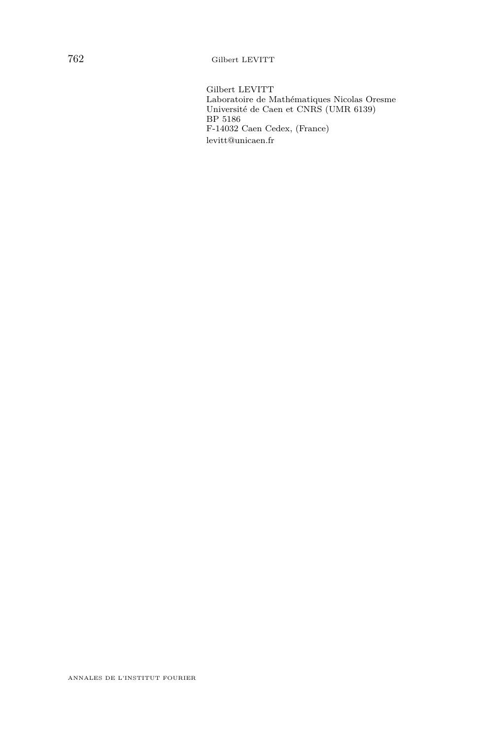Gilbert LEVITT
Laboratoire de Mathématiques Nicolas Oresme
Université de Caen et CNRS (UMR 6139)
BP 5186
F-14032 Caen Cedex, (France)
levitt@unicaen.fr